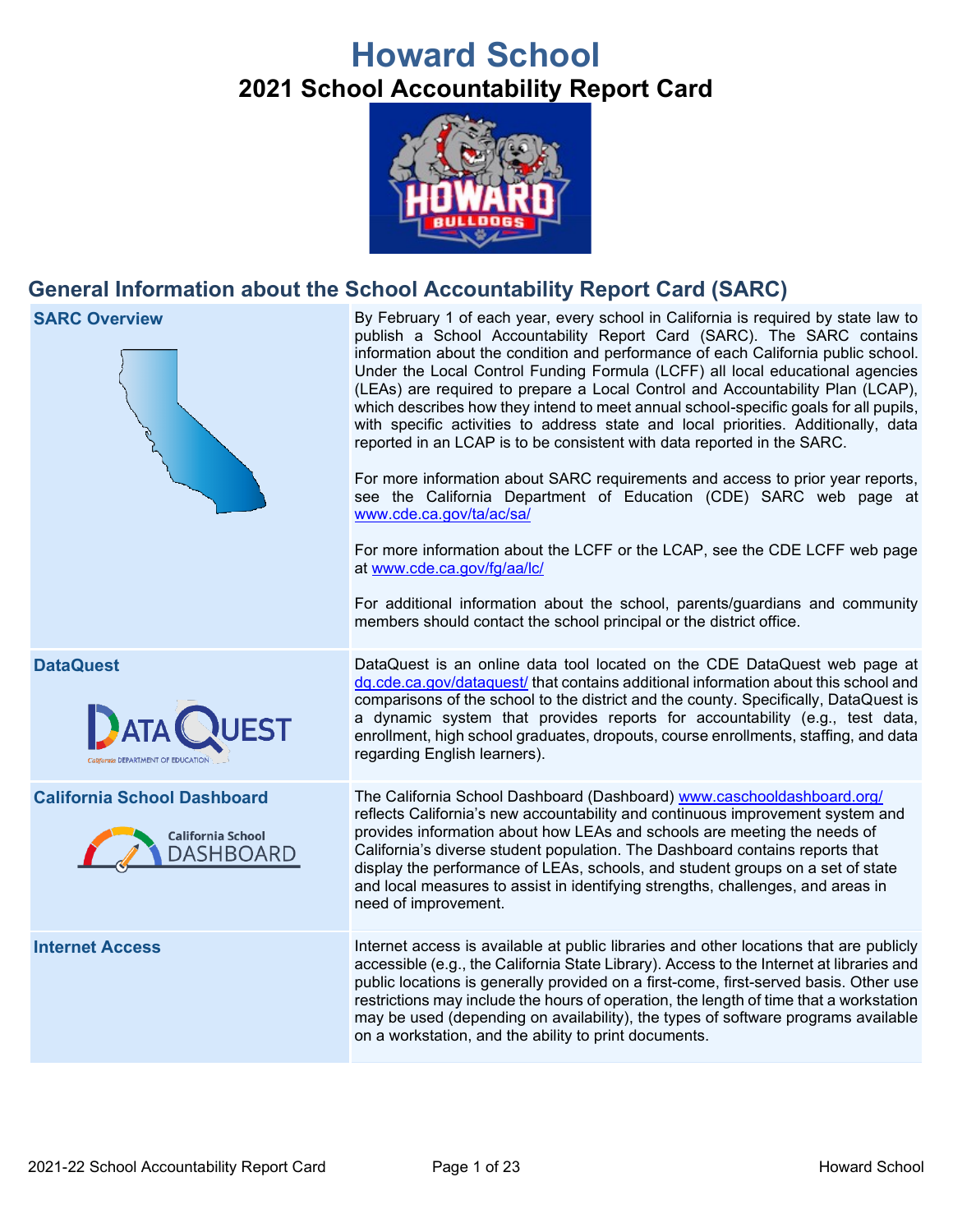# Howard School

## 2021 School Accountability Report Card

## General Information about the School Accountability Report Card (SARC)

| | |
|---|---|
| **SARC Overview** | By February 1 of each year, every school in California is required by state law to publish a School Accountability Report Card (SARC). The SARC contains information about the condition and performance of each California public school. Under the Local Control Funding Formula (LCFF) all local educational agencies (LEAs) are required to prepare a Local Control and Accountability Plan (LCAP), which describes how they intend to meet annual school-specific goals for all pupils, with specific activities to address state and local priorities. Additionally, data reported in an LCAP is to be consistent with data reported in the SARC.<br><br>For more information about SARC requirements and access to prior year reports, see the California Department of Education (CDE) SARC web page at www.cde.ca.gov/ta/ac/sa/<br><br>For more information about the LCFF or the LCAP, see the CDE LCFF web page at www.cde.ca.gov/fg/aa/lc/<br><br>For additional information about the school, parents/guardians and community members should contact the school principal or the district office. |
| **DataQuest** | DataQuest is an online data tool located on the CDE DataQuest web page at dq.cde.ca.gov/dataquest/ that contains additional information about this school and comparisons of the school to the district and the county. Specifically, DataQuest is a dynamic system that provides reports for accountability (e.g., test data, enrollment, high school graduates, dropouts, course enrollments, staffing, and data regarding English learners). |
| **California School Dashboard** | The California School Dashboard (Dashboard) www.caschooldashboard.org/ reflects California's new accountability and continuous improvement system and provides information about how LEAs and schools are meeting the needs of California's diverse student population. The Dashboard contains reports that display the performance of LEAs, schools, and student groups on a set of state and local measures to assist in identifying strengths, challenges, and areas in need of improvement. |
| **Internet Access** | Internet access is available at public libraries and other locations that are publicly accessible (e.g., the California State Library). Access to the Internet at libraries and public locations is generally provided on a first-come, first-served basis. Other use restrictions may include the hours of operation, the length of time that a workstation may be used (depending on availability), the types of software programs available on a workstation, and the ability to print documents. |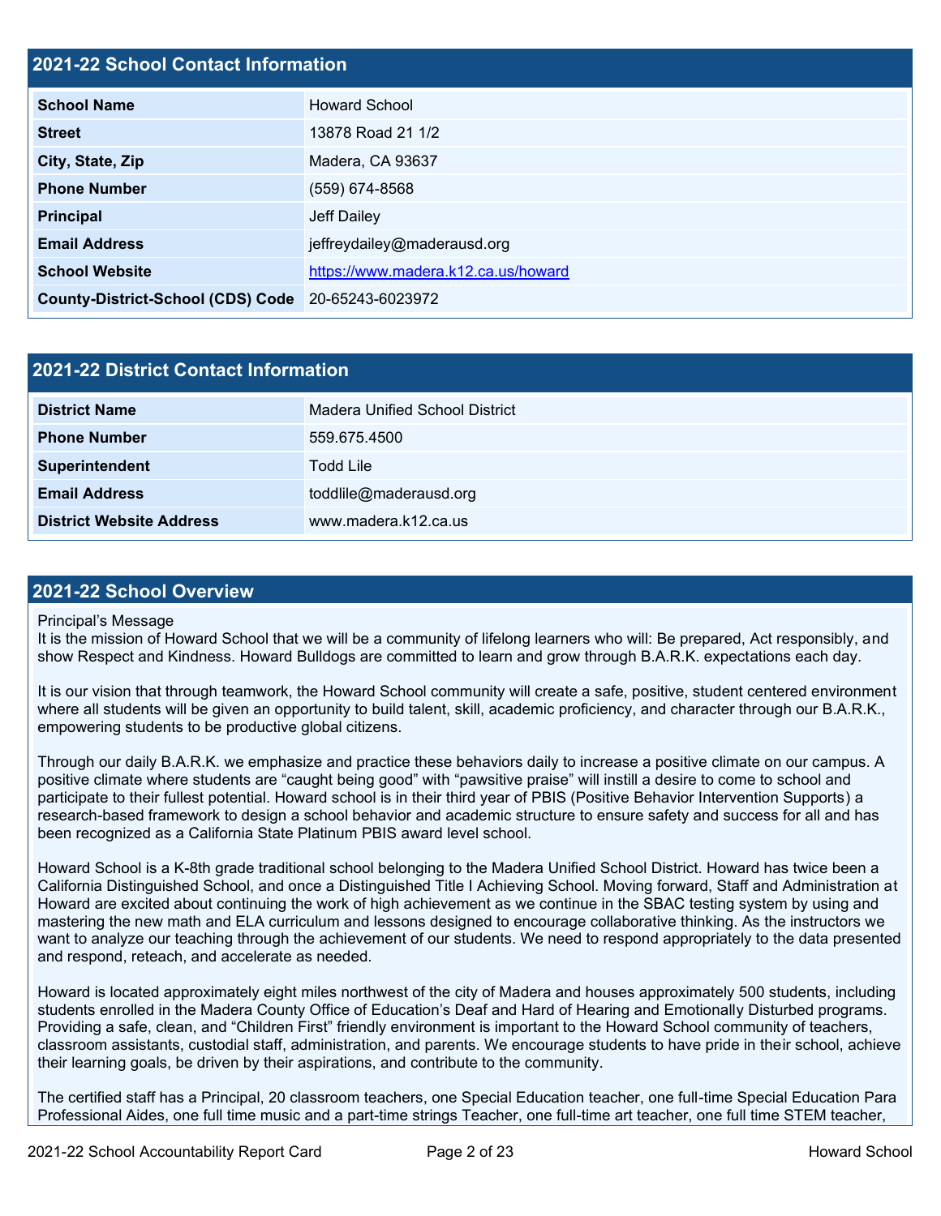## 2021-22 School Contact Information

| 2021-22 School Contact Information | |
|---|---|
| **School Name** | Howard School |
| **Street** | 13878 Road 21 1/2 |
| **City, State, Zip** | Madera, CA 93637 |
| **Phone Number** | (559) 674-8568 |
| **Principal** | Jeff Dailey |
| **Email Address** | jeffreydailey@maderausd.org |
| **School Website** | https://www.madera.k12.ca.us/howard |
| **County-District-School (CDS) Code** | 20-65243-6023972 |

## 2021-22 District Contact Information

| 2021-22 District Contact Information | |
|---|---|
| **District Name** | Madera Unified School District |
| **Phone Number** | 559.675.4500 |
| **Superintendent** | Todd Lile |
| **Email Address** | toddlile@maderausd.org |
| **District Website Address** | www.madera.k12.ca.us |

## 2021-22 School Overview

Principal's Message

It is the mission of Howard School that we will be a community of lifelong learners who will: Be prepared, Act responsibly, and show Respect and Kindness. Howard Bulldogs are committed to learn and grow through B.A.R.K. expectations each day.

It is our vision that through teamwork, the Howard School community will create a safe, positive, student centered environment where all students will be given an opportunity to build talent, skill, academic proficiency, and character through our B.A.R.K., empowering students to be productive global citizens.

Through our daily B.A.R.K. we emphasize and practice these behaviors daily to increase a positive climate on our campus. A positive climate where students are "caught being good" with "pawsitive praise" will instill a desire to come to school and participate to their fullest potential. Howard school is in their third year of PBIS (Positive Behavior Intervention Supports) a research-based framework to design a school behavior and academic structure to ensure safety and success for all and has been recognized as a California State Platinum PBIS award level school.

Howard School is a K-8th grade traditional school belonging to the Madera Unified School District. Howard has twice been a California Distinguished School, and once a Distinguished Title I Achieving School. Moving forward, Staff and Administration at Howard are excited about continuing the work of high achievement as we continue in the SBAC testing system by using and mastering the new math and ELA curriculum and lessons designed to encourage collaborative thinking. As the instructors we want to analyze our teaching through the achievement of our students. We need to respond appropriately to the data presented and respond, reteach, and accelerate as needed.

Howard is located approximately eight miles northwest of the city of Madera and houses approximately 500 students, including students enrolled in the Madera County Office of Education's Deaf and Hard of Hearing and Emotionally Disturbed programs. Providing a safe, clean, and "Children First" friendly environment is important to the Howard School community of teachers, classroom assistants, custodial staff, administration, and parents. We encourage students to have pride in their school, achieve their learning goals, be driven by their aspirations, and contribute to the community.

The certified staff has a Principal, 20 classroom teachers, one Special Education teacher, one full-time Special Education Para Professional Aides, one full time music and a part-time strings Teacher, one full-time art teacher, one full time STEM teacher,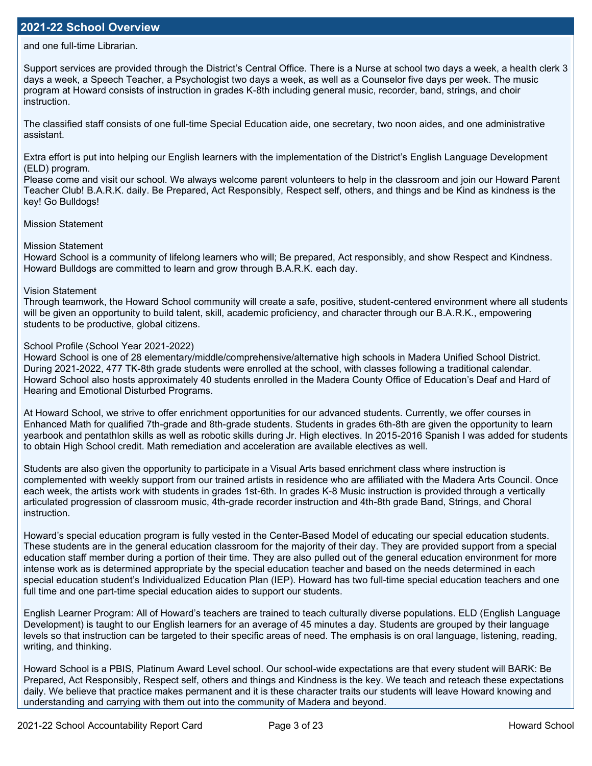## 2021-22 School Overview

and one full-time Librarian.

Support services are provided through the District's Central Office. There is a Nurse at school two days a week, a health clerk 3 days a week, a Speech Teacher, a Psychologist two days a week, as well as a Counselor five days per week. The music program at Howard consists of instruction in grades K-8th including general music, recorder, band, strings, and choir instruction.

The classified staff consists of one full-time Special Education aide, one secretary, two noon aides, and one administrative assistant.

Extra effort is put into helping our English learners with the implementation of the District's English Language Development (ELD) program.
Please come and visit our school. We always welcome parent volunteers to help in the classroom and join our Howard Parent Teacher Club! B.A.R.K. daily. Be Prepared, Act Responsibly, Respect self, others, and things and be Kind as kindness is the key! Go Bulldogs!

Mission Statement

Mission Statement
Howard School is a community of lifelong learners who will; Be prepared, Act responsibly, and show Respect and Kindness. Howard Bulldogs are committed to learn and grow through B.A.R.K. each day.

Vision Statement
Through teamwork, the Howard School community will create a safe, positive, student-centered environment where all students will be given an opportunity to build talent, skill, academic proficiency, and character through our B.A.R.K., empowering students to be productive, global citizens.

School Profile (School Year 2021-2022)
Howard School is one of 28 elementary/middle/comprehensive/alternative high schools in Madera Unified School District. During 2021-2022, 477 TK-8th grade students were enrolled at the school, with classes following a traditional calendar. Howard School also hosts approximately 40 students enrolled in the Madera County Office of Education's Deaf and Hard of Hearing and Emotional Disturbed Programs.

At Howard School, we strive to offer enrichment opportunities for our advanced students. Currently, we offer courses in Enhanced Math for qualified 7th-grade and 8th-grade students. Students in grades 6th-8th are given the opportunity to learn yearbook and pentathlon skills as well as robotic skills during Jr. High electives. In 2015-2016 Spanish I was added for students to obtain High School credit. Math remediation and acceleration are available electives as well.

Students are also given the opportunity to participate in a Visual Arts based enrichment class where instruction is complemented with weekly support from our trained artists in residence who are affiliated with the Madera Arts Council. Once each week, the artists work with students in grades 1st-6th. In grades K-8 Music instruction is provided through a vertically articulated progression of classroom music, 4th-grade recorder instruction and 4th-8th grade Band, Strings, and Choral instruction.

Howard's special education program is fully vested in the Center-Based Model of educating our special education students. These students are in the general education classroom for the majority of their day. They are provided support from a special education staff member during a portion of their time. They are also pulled out of the general education environment for more intense work as is determined appropriate by the special education teacher and based on the needs determined in each special education student's Individualized Education Plan (IEP). Howard has two full-time special education teachers and one full time and one part-time special education aides to support our students.

English Learner Program: All of Howard's teachers are trained to teach culturally diverse populations. ELD (English Language Development) is taught to our English learners for an average of 45 minutes a day. Students are grouped by their language levels so that instruction can be targeted to their specific areas of need. The emphasis is on oral language, listening, reading, writing, and thinking.

Howard School is a PBIS, Platinum Award Level school. Our school-wide expectations are that every student will BARK: Be Prepared, Act Responsibly, Respect self, others and things and Kindness is the key. We teach and reteach these expectations daily. We believe that practice makes permanent and it is these character traits our students will leave Howard knowing and understanding and carrying with them out into the community of Madera and beyond.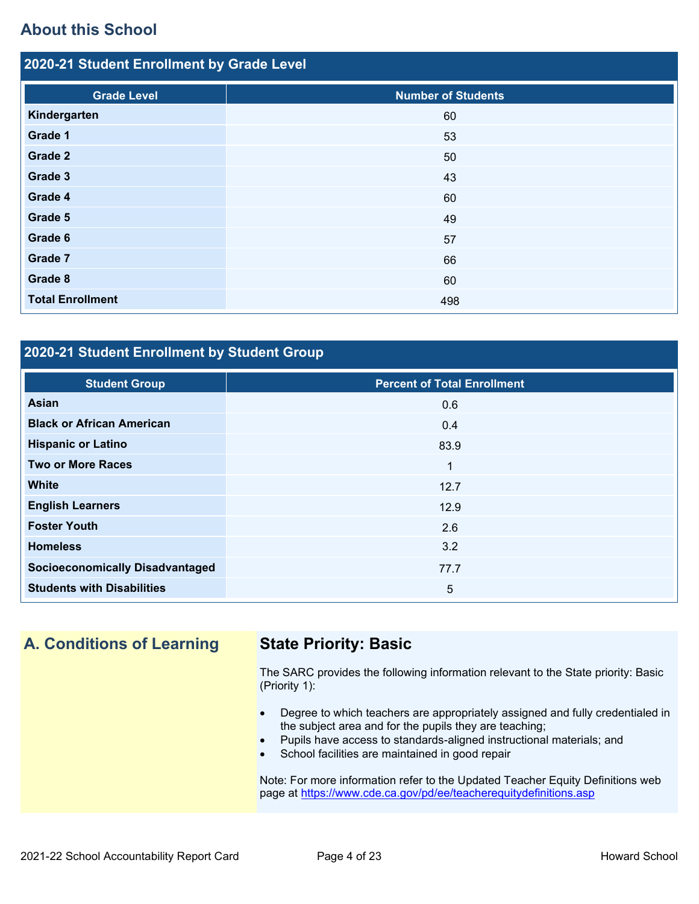## About this School

### 2020-21 Student Enrollment by Grade Level

| Grade Level | Number of Students |
|---|---|
| Kindergarten | 60 |
| Grade 1 | 53 |
| Grade 2 | 50 |
| Grade 3 | 43 |
| Grade 4 | 60 |
| Grade 5 | 49 |
| Grade 6 | 57 |
| Grade 7 | 66 |
| Grade 8 | 60 |
| Total Enrollment | 498 |

### 2020-21 Student Enrollment by Student Group

| Student Group | Percent of Total Enrollment |
|---|---|
| Asian | 0.6 |
| Black or African American | 0.4 |
| Hispanic or Latino | 83.9 |
| Two or More Races | 1 |
| White | 12.7 |
| English Learners | 12.9 |
| Foster Youth | 2.6 |
| Homeless | 3.2 |
| Socioeconomically Disadvantaged | 77.7 |
| Students with Disabilities | 5 |

## A. Conditions of Learning

### State Priority: Basic

The SARC provides the following information relevant to the State priority: Basic (Priority 1):

- Degree to which teachers are appropriately assigned and fully credentialed in the subject area and for the pupils they are teaching;
- Pupils have access to standards-aligned instructional materials; and
- School facilities are maintained in good repair

Note: For more information refer to the Updated Teacher Equity Definitions web page at https://www.cde.ca.gov/pd/ee/teacherequitydefinitions.asp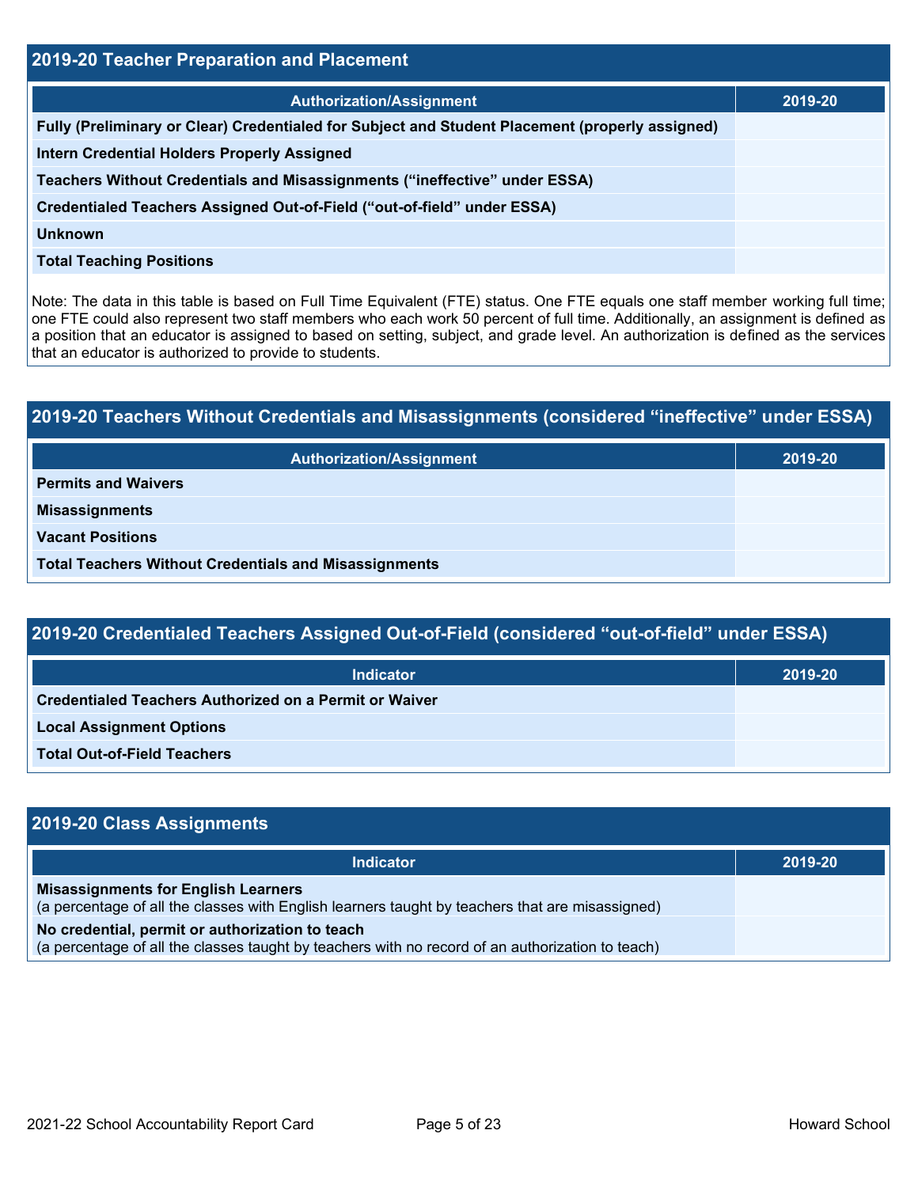## 2019-20 Teacher Preparation and Placement

| Authorization/Assignment | 2019-20 |
|---|---|
| Fully (Preliminary or Clear) Credentialed for Subject and Student Placement (properly assigned) | |
| Intern Credential Holders Properly Assigned | |
| Teachers Without Credentials and Misassignments ("ineffective" under ESSA) | |
| Credentialed Teachers Assigned Out-of-Field ("out-of-field" under ESSA) | |
| Unknown | |
| Total Teaching Positions | |

Note: The data in this table is based on Full Time Equivalent (FTE) status. One FTE equals one staff member working full time; one FTE could also represent two staff members who each work 50 percent of full time. Additionally, an assignment is defined as a position that an educator is assigned to based on setting, subject, and grade level. An authorization is defined as the services that an educator is authorized to provide to students.

## 2019-20 Teachers Without Credentials and Misassignments (considered "ineffective" under ESSA)

| Authorization/Assignment | 2019-20 |
|---|---|
| Permits and Waivers | |
| Misassignments | |
| Vacant Positions | |
| Total Teachers Without Credentials and Misassignments | |

## 2019-20 Credentialed Teachers Assigned Out-of-Field (considered "out-of-field" under ESSA)

| Indicator | 2019-20 |
|---|---|
| Credentialed Teachers Authorized on a Permit or Waiver | |
| Local Assignment Options | |
| Total Out-of-Field Teachers | |

## 2019-20 Class Assignments

| Indicator | 2019-20 |
|---|---|
| **Misassignments for English Learners** (a percentage of all the classes with English learners taught by teachers that are misassigned) | |
| **No credential, permit or authorization to teach** (a percentage of all the classes taught by teachers with no record of an authorization to teach) | |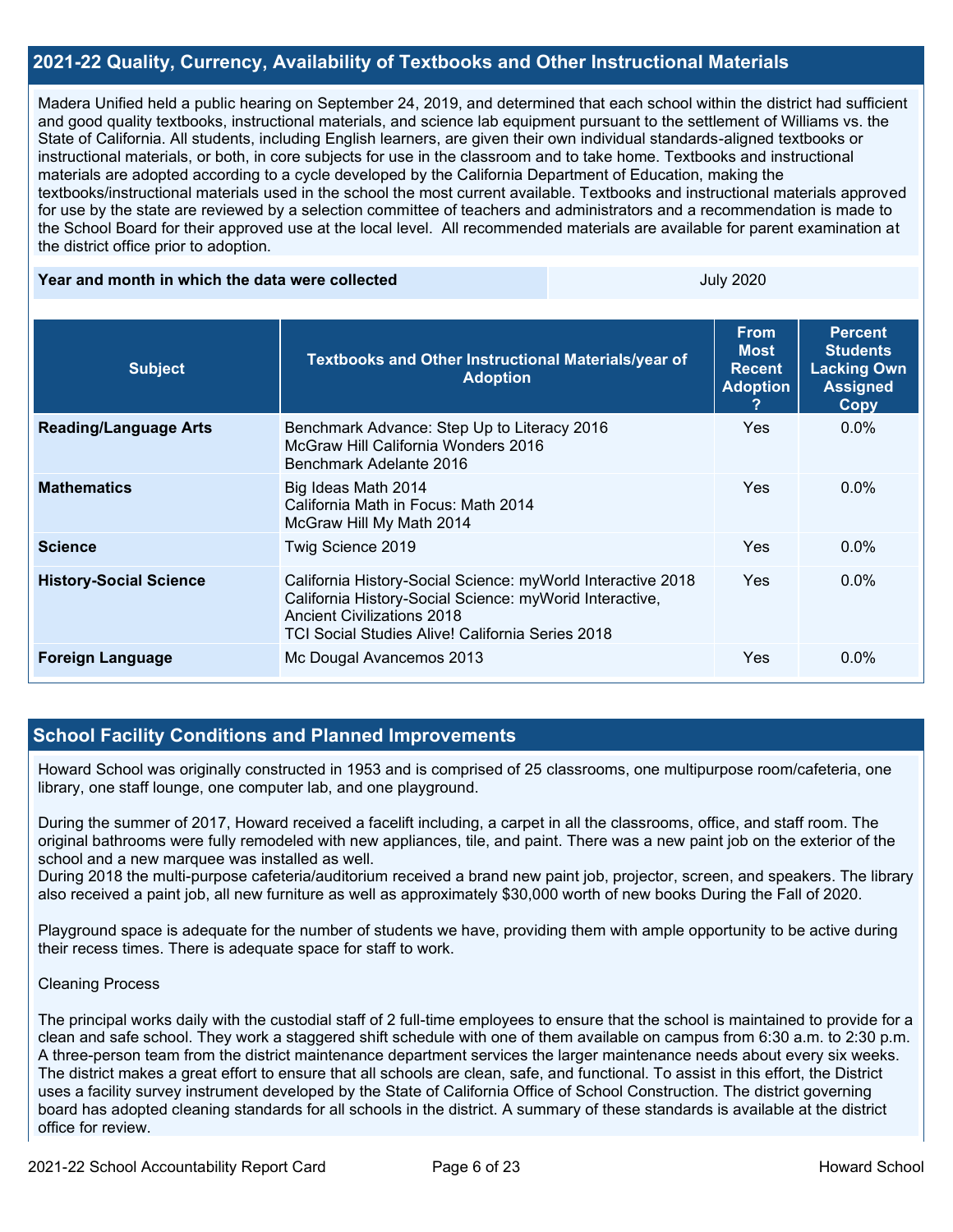## 2021-22 Quality, Currency, Availability of Textbooks and Other Instructional Materials

Madera Unified held a public hearing on September 24, 2019, and determined that each school within the district had sufficient and good quality textbooks, instructional materials, and science lab equipment pursuant to the settlement of Williams vs. the State of California. All students, including English learners, are given their own individual standards-aligned textbooks or instructional materials, or both, in core subjects for use in the classroom and to take home. Textbooks and instructional materials are adopted according to a cycle developed by the California Department of Education, making the textbooks/instructional materials used in the school the most current available. Textbooks and instructional materials approved for use by the state are reviewed by a selection committee of teachers and administrators and a recommendation is made to the School Board for their approved use at the local level. All recommended materials are available for parent examination at the district office prior to adoption.

| Year and month in which the data were collected | July 2020 |
|---|---|

| Subject | Textbooks and Other Instructional Materials/year of Adoption | From Most Recent Adoption ? | Percent Students Lacking Own Assigned Copy |
|---|---|---|---|
| **Reading/Language Arts** | Benchmark Advance: Step Up to Literacy 2016<br>McGraw Hill California Wonders 2016<br>Benchmark Adelante 2016 | Yes | 0.0% |
| **Mathematics** | Big Ideas Math 2014<br>California Math in Focus: Math 2014<br>McGraw Hill My Math 2014 | Yes | 0.0% |
| **Science** | Twig Science 2019 | Yes | 0.0% |
| **History-Social Science** | California History-Social Science: myWorld Interactive 2018<br>California History-Social Science: myWorld Interactive, Ancient Civilizations 2018<br>TCI Social Studies Alive! California Series 2018 | Yes | 0.0% |
| **Foreign Language** | Mc Dougal Avancemos 2013 | Yes | 0.0% |

## School Facility Conditions and Planned Improvements

Howard School was originally constructed in 1953 and is comprised of 25 classrooms, one multipurpose room/cafeteria, one library, one staff lounge, one computer lab, and one playground.

During the summer of 2017, Howard received a facelift including, a carpet in all the classrooms, office, and staff room. The original bathrooms were fully remodeled with new appliances, tile, and paint. There was a new paint job on the exterior of the school and a new marquee was installed as well.
During 2018 the multi-purpose cafeteria/auditorium received a brand new paint job, projector, screen, and speakers. The library also received a paint job, all new furniture as well as approximately $30,000 worth of new books During the Fall of 2020.

Playground space is adequate for the number of students we have, providing them with ample opportunity to be active during their recess times. There is adequate space for staff to work.

Cleaning Process

The principal works daily with the custodial staff of 2 full-time employees to ensure that the school is maintained to provide for a clean and safe school. They work a staggered shift schedule with one of them available on campus from 6:30 a.m. to 2:30 p.m. A three-person team from the district maintenance department services the larger maintenance needs about every six weeks. The district makes a great effort to ensure that all schools are clean, safe, and functional. To assist in this effort, the District uses a facility survey instrument developed by the State of California Office of School Construction. The district governing board has adopted cleaning standards for all schools in the district. A summary of these standards is available at the district office for review.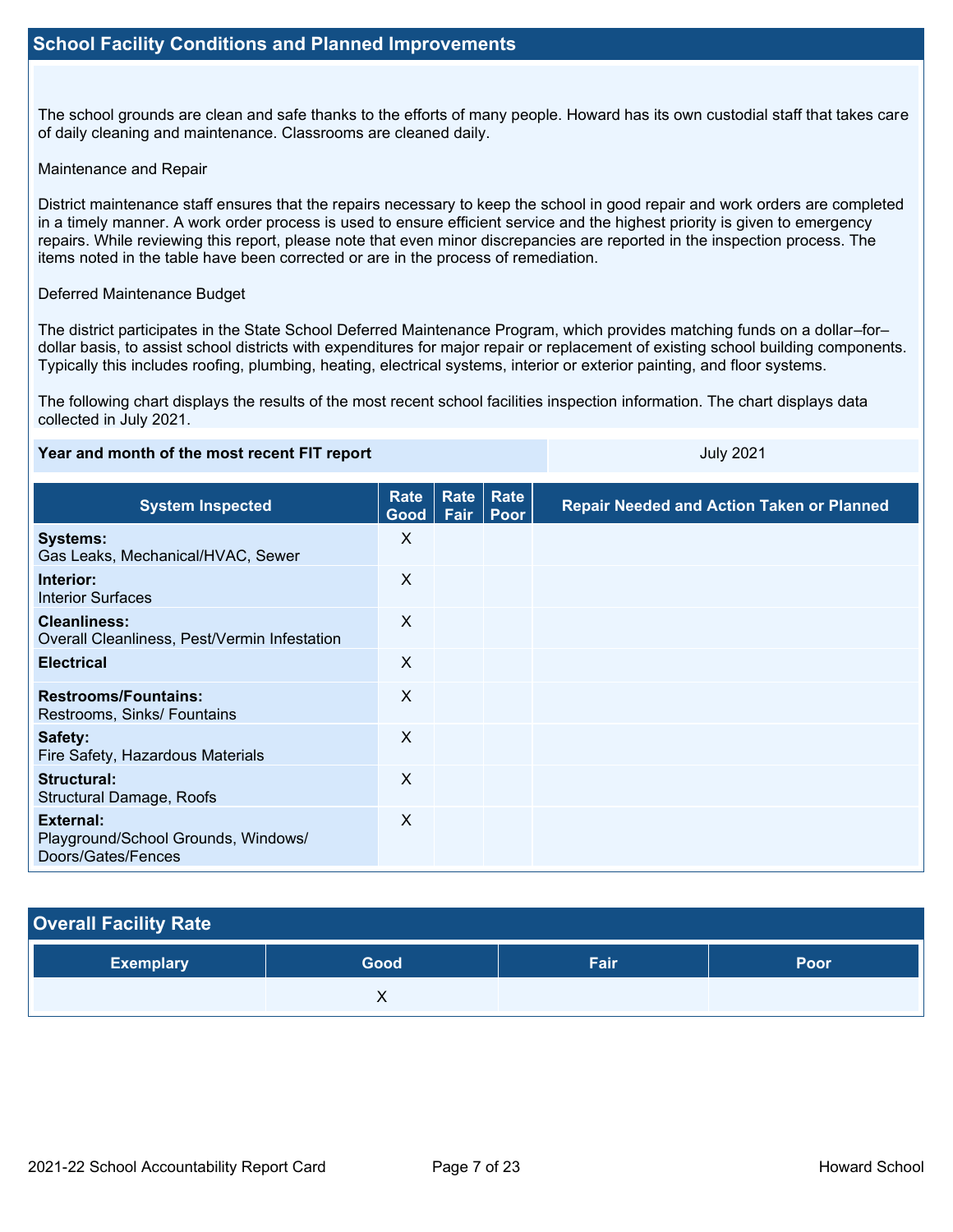## School Facility Conditions and Planned Improvements

The school grounds are clean and safe thanks to the efforts of many people. Howard has its own custodial staff that takes care of daily cleaning and maintenance. Classrooms are cleaned daily.

Maintenance and Repair

District maintenance staff ensures that the repairs necessary to keep the school in good repair and work orders are completed in a timely manner. A work order process is used to ensure efficient service and the highest priority is given to emergency repairs. While reviewing this report, please note that even minor discrepancies are reported in the inspection process. The items noted in the table have been corrected or are in the process of remediation.

Deferred Maintenance Budget

The district participates in the State School Deferred Maintenance Program, which provides matching funds on a dollar–for–dollar basis, to assist school districts with expenditures for major repair or replacement of existing school building components. Typically this includes roofing, plumbing, heating, electrical systems, interior or exterior painting, and floor systems.

The following chart displays the results of the most recent school facilities inspection information. The chart displays data collected in July 2021.

| Year and month of the most recent FIT report | July 2021 |
|---|---|

| System Inspected | Rate Good | Rate Fair | Rate Poor | Repair Needed and Action Taken or Planned |
|---|---|---|---|---|
| **Systems:** Gas Leaks, Mechanical/HVAC, Sewer | X | | | |
| **Interior:** Interior Surfaces | X | | | |
| **Cleanliness:** Overall Cleanliness, Pest/Vermin Infestation | X | | | |
| **Electrical** | X | | | |
| **Restrooms/Fountains:** Restrooms, Sinks/ Fountains | X | | | |
| **Safety:** Fire Safety, Hazardous Materials | X | | | |
| **Structural:** Structural Damage, Roofs | X | | | |
| **External:** Playground/School Grounds, Windows/ Doors/Gates/Fences | X | | | |

## Overall Facility Rate

| Exemplary | Good | Fair | Poor |
|---|---|---|---|
| | X | | |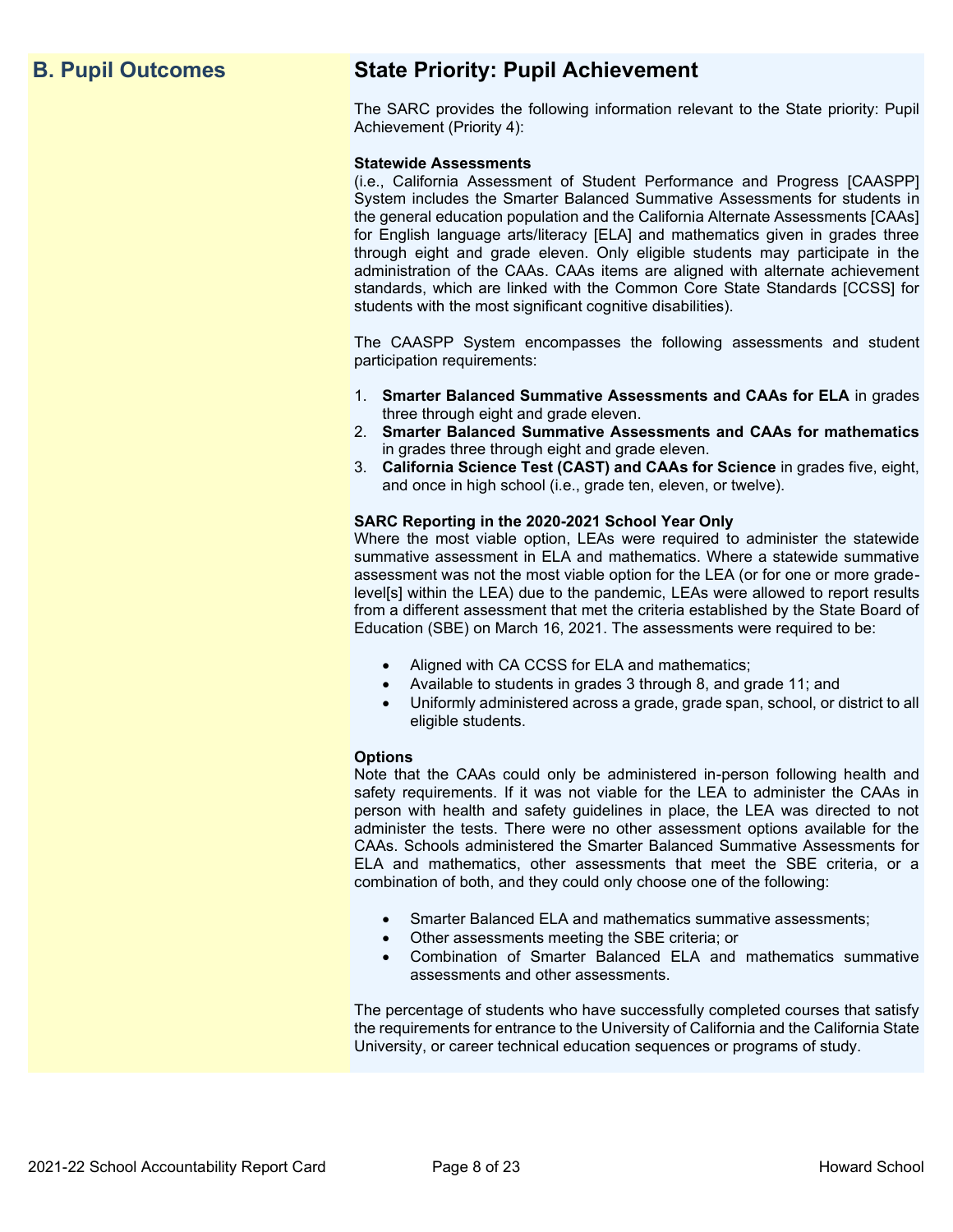## B. Pupil Outcomes

## State Priority: Pupil Achievement

The SARC provides the following information relevant to the State priority: Pupil Achievement (Priority 4):

**Statewide Assessments**
(i.e., California Assessment of Student Performance and Progress [CAASPP] System includes the Smarter Balanced Summative Assessments for students in the general education population and the California Alternate Assessments [CAAs] for English language arts/literacy [ELA] and mathematics given in grades three through eight and grade eleven. Only eligible students may participate in the administration of the CAAs. CAAs items are aligned with alternate achievement standards, which are linked with the Common Core State Standards [CCSS] for students with the most significant cognitive disabilities).

The CAASPP System encompasses the following assessments and student participation requirements:

1. **Smarter Balanced Summative Assessments and CAAs for ELA** in grades three through eight and grade eleven.
2. **Smarter Balanced Summative Assessments and CAAs for mathematics** in grades three through eight and grade eleven.
3. **California Science Test (CAST) and CAAs for Science** in grades five, eight, and once in high school (i.e., grade ten, eleven, or twelve).

**SARC Reporting in the 2020-2021 School Year Only**
Where the most viable option, LEAs were required to administer the statewide summative assessment in ELA and mathematics. Where a statewide summative assessment was not the most viable option for the LEA (or for one or more grade-level[s] within the LEA) due to the pandemic, LEAs were allowed to report results from a different assessment that met the criteria established by the State Board of Education (SBE) on March 16, 2021. The assessments were required to be:

- Aligned with CA CCSS for ELA and mathematics;
- Available to students in grades 3 through 8, and grade 11; and
- Uniformly administered across a grade, grade span, school, or district to all eligible students.

**Options**
Note that the CAAs could only be administered in-person following health and safety requirements. If it was not viable for the LEA to administer the CAAs in person with health and safety guidelines in place, the LEA was directed to not administer the tests. There were no other assessment options available for the CAAs. Schools administered the Smarter Balanced Summative Assessments for ELA and mathematics, other assessments that meet the SBE criteria, or a combination of both, and they could only choose one of the following:

- Smarter Balanced ELA and mathematics summative assessments;
- Other assessments meeting the SBE criteria; or
- Combination of Smarter Balanced ELA and mathematics summative assessments and other assessments.

The percentage of students who have successfully completed courses that satisfy the requirements for entrance to the University of California and the California State University, or career technical education sequences or programs of study.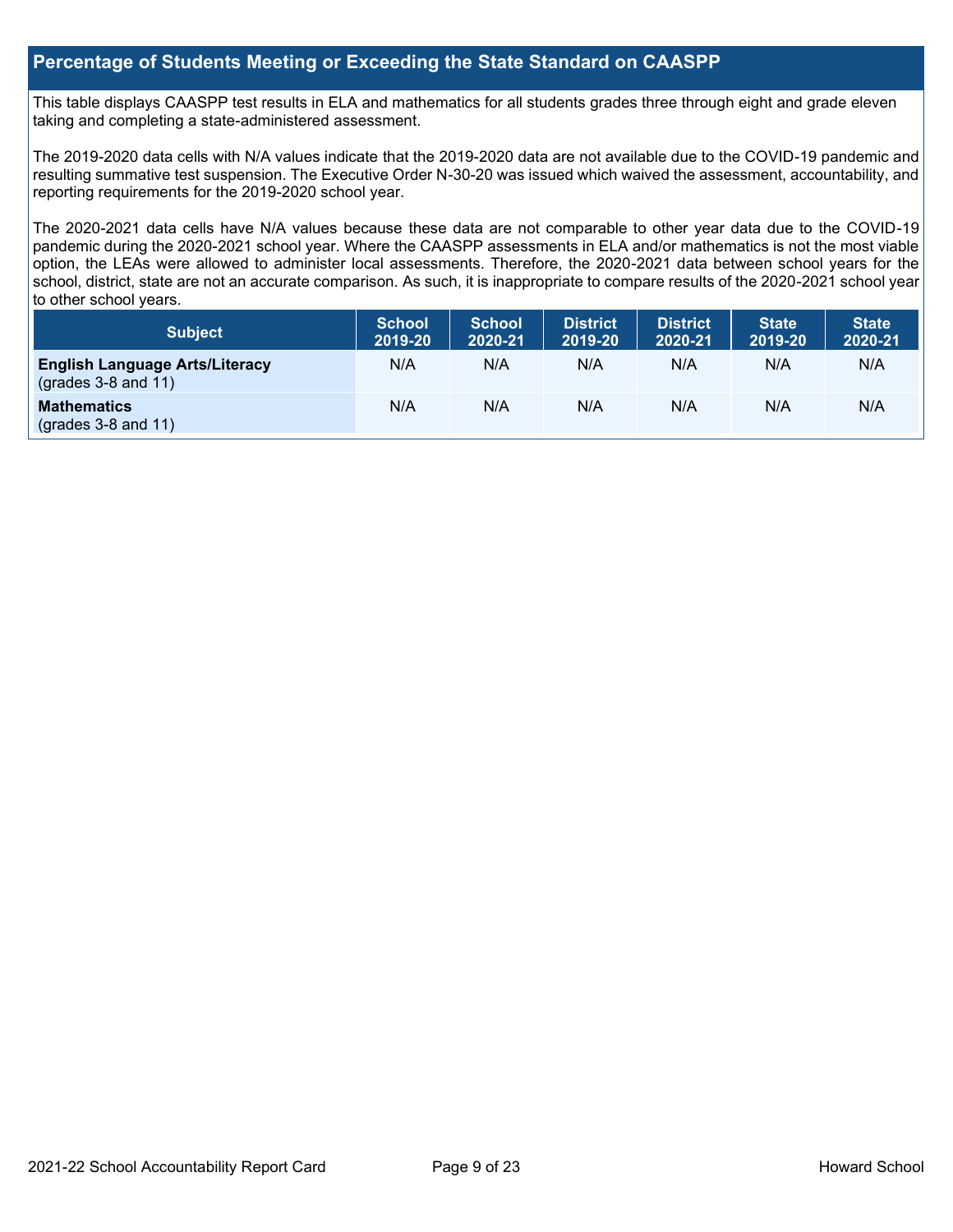## Percentage of Students Meeting or Exceeding the State Standard on CAASPP

This table displays CAASPP test results in ELA and mathematics for all students grades three through eight and grade eleven taking and completing a state-administered assessment.

The 2019-2020 data cells with N/A values indicate that the 2019-2020 data are not available due to the COVID-19 pandemic and resulting summative test suspension. The Executive Order N-30-20 was issued which waived the assessment, accountability, and reporting requirements for the 2019-2020 school year.

The 2020-2021 data cells have N/A values because these data are not comparable to other year data due to the COVID-19 pandemic during the 2020-2021 school year. Where the CAASPP assessments in ELA and/or mathematics is not the most viable option, the LEAs were allowed to administer local assessments. Therefore, the 2020-2021 data between school years for the school, district, state are not an accurate comparison. As such, it is inappropriate to compare results of the 2020-2021 school year to other school years.

| Subject | School 2019-20 | School 2020-21 | District 2019-20 | District 2020-21 | State 2019-20 | State 2020-21 |
|---|---|---|---|---|---|---|
| **English Language Arts/Literacy** (grades 3-8 and 11) | N/A | N/A | N/A | N/A | N/A | N/A |
| **Mathematics** (grades 3-8 and 11) | N/A | N/A | N/A | N/A | N/A | N/A |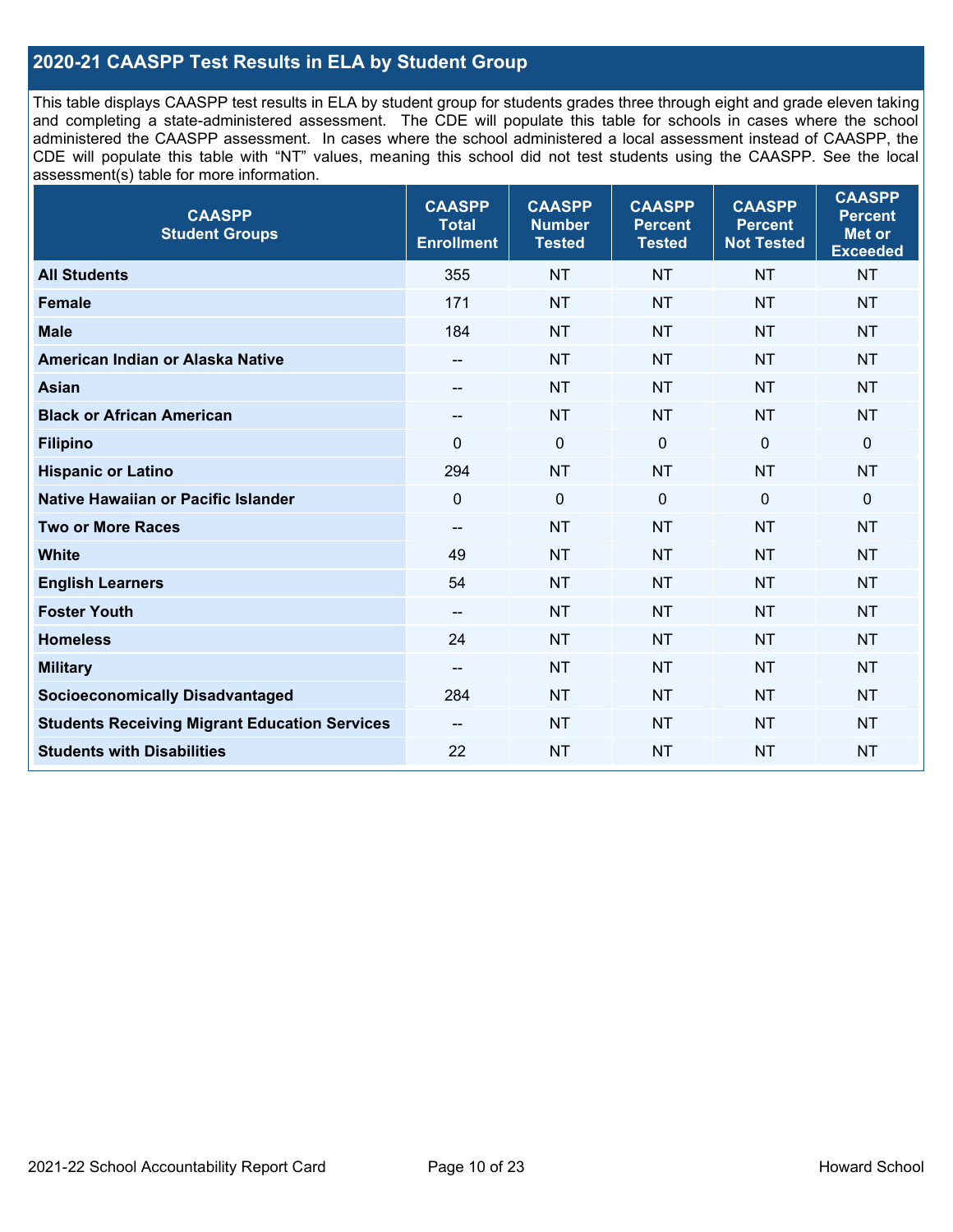## 2020-21 CAASPP Test Results in ELA by Student Group

This table displays CAASPP test results in ELA by student group for students grades three through eight and grade eleven taking and completing a state-administered assessment. The CDE will populate this table for schools in cases where the school administered the CAASPP assessment. In cases where the school administered a local assessment instead of CAASPP, the CDE will populate this table with "NT" values, meaning this school did not test students using the CAASPP. See the local assessment(s) table for more information.

| CAASPP Student Groups | CAASPP Total Enrollment | CAASPP Number Tested | CAASPP Percent Tested | CAASPP Percent Not Tested | CAASPP Percent Met or Exceeded |
|---|---|---|---|---|---|
| **All Students** | 355 | NT | NT | NT | NT |
| **Female** | 171 | NT | NT | NT | NT |
| **Male** | 184 | NT | NT | NT | NT |
| **American Indian or Alaska Native** | -- | NT | NT | NT | NT |
| **Asian** | -- | NT | NT | NT | NT |
| **Black or African American** | -- | NT | NT | NT | NT |
| **Filipino** | 0 | 0 | 0 | 0 | 0 |
| **Hispanic or Latino** | 294 | NT | NT | NT | NT |
| **Native Hawaiian or Pacific Islander** | 0 | 0 | 0 | 0 | 0 |
| **Two or More Races** | -- | NT | NT | NT | NT |
| **White** | 49 | NT | NT | NT | NT |
| **English Learners** | 54 | NT | NT | NT | NT |
| **Foster Youth** | -- | NT | NT | NT | NT |
| **Homeless** | 24 | NT | NT | NT | NT |
| **Military** | -- | NT | NT | NT | NT |
| **Socioeconomically Disadvantaged** | 284 | NT | NT | NT | NT |
| **Students Receiving Migrant Education Services** | -- | NT | NT | NT | NT |
| **Students with Disabilities** | 22 | NT | NT | NT | NT |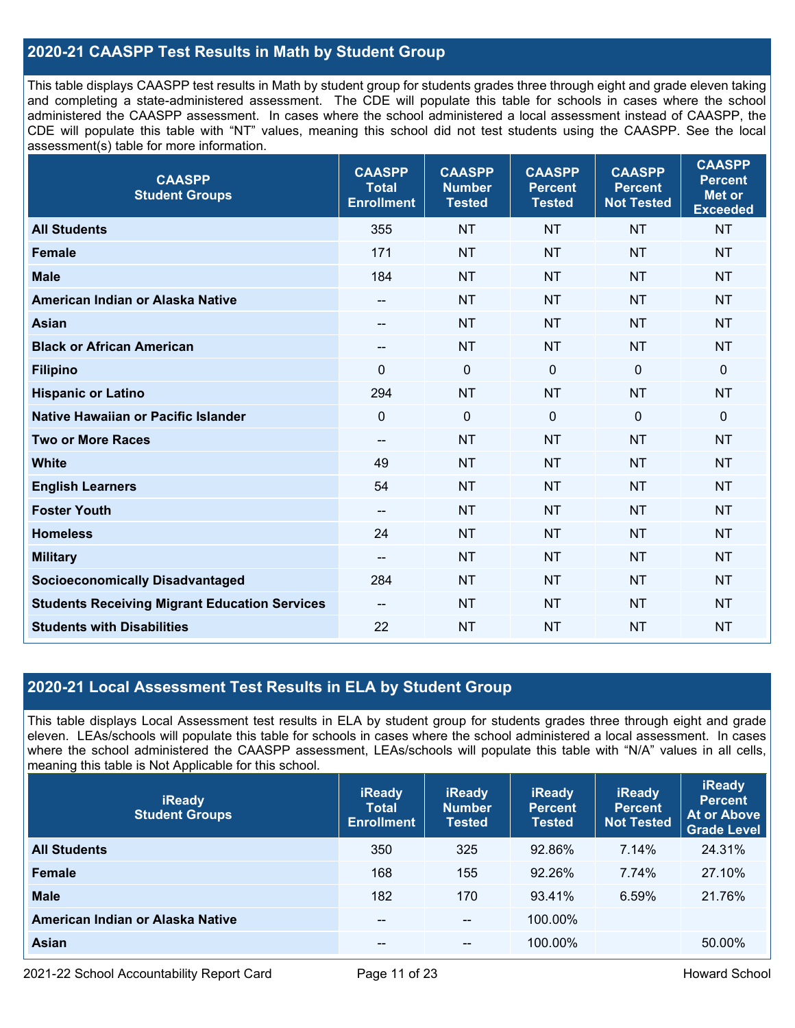## 2020-21 CAASPP Test Results in Math by Student Group

This table displays CAASPP test results in Math by student group for students grades three through eight and grade eleven taking and completing a state-administered assessment. The CDE will populate this table for schools in cases where the school administered the CAASPP assessment. In cases where the school administered a local assessment instead of CAASPP, the CDE will populate this table with "NT" values, meaning this school did not test students using the CAASPP. See the local assessment(s) table for more information.

| CAASPP Student Groups | CAASPP Total Enrollment | CAASPP Number Tested | CAASPP Percent Tested | CAASPP Percent Not Tested | CAASPP Percent Met or Exceeded |
|---|---|---|---|---|---|
| All Students | 355 | NT | NT | NT | NT |
| Female | 171 | NT | NT | NT | NT |
| Male | 184 | NT | NT | NT | NT |
| American Indian or Alaska Native | -- | NT | NT | NT | NT |
| Asian | -- | NT | NT | NT | NT |
| Black or African American | -- | NT | NT | NT | NT |
| Filipino | 0 | 0 | 0 | 0 | 0 |
| Hispanic or Latino | 294 | NT | NT | NT | NT |
| Native Hawaiian or Pacific Islander | 0 | 0 | 0 | 0 | 0 |
| Two or More Races | -- | NT | NT | NT | NT |
| White | 49 | NT | NT | NT | NT |
| English Learners | 54 | NT | NT | NT | NT |
| Foster Youth | -- | NT | NT | NT | NT |
| Homeless | 24 | NT | NT | NT | NT |
| Military | -- | NT | NT | NT | NT |
| Socioeconomically Disadvantaged | 284 | NT | NT | NT | NT |
| Students Receiving Migrant Education Services | -- | NT | NT | NT | NT |
| Students with Disabilities | 22 | NT | NT | NT | NT |

## 2020-21 Local Assessment Test Results in ELA by Student Group

This table displays Local Assessment test results in ELA by student group for students grades three through eight and grade eleven. LEAs/schools will populate this table for schools in cases where the school administered a local assessment. In cases where the school administered the CAASPP assessment, LEAs/schools will populate this table with "N/A" values in all cells, meaning this table is Not Applicable for this school.

| iReady Student Groups | iReady Total Enrollment | iReady Number Tested | iReady Percent Tested | iReady Percent Not Tested | iReady Percent At or Above Grade Level |
|---|---|---|---|---|---|
| All Students | 350 | 325 | 92.86% | 7.14% | 24.31% |
| Female | 168 | 155 | 92.26% | 7.74% | 27.10% |
| Male | 182 | 170 | 93.41% | 6.59% | 21.76% |
| American Indian or Alaska Native | -- | -- | 100.00% | | |
| Asian | -- | -- | 100.00% | | 50.00% |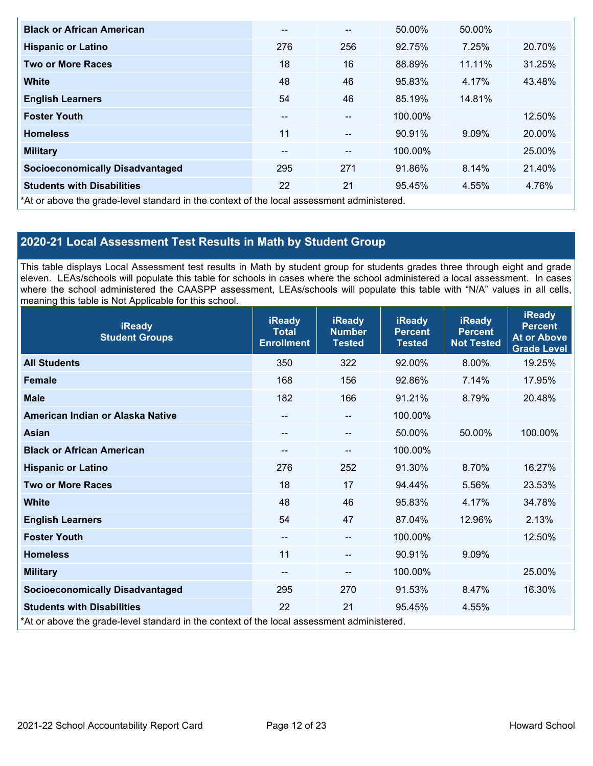| | | | | | |
|---|---|---|---|---|---|
| **Black or African American** | -- | -- | 50.00% | 50.00% | |
| **Hispanic or Latino** | 276 | 256 | 92.75% | 7.25% | 20.70% |
| **Two or More Races** | 18 | 16 | 88.89% | 11.11% | 31.25% |
| **White** | 48 | 46 | 95.83% | 4.17% | 43.48% |
| **English Learners** | 54 | 46 | 85.19% | 14.81% | |
| **Foster Youth** | -- | -- | 100.00% | | 12.50% |
| **Homeless** | 11 | -- | 90.91% | 9.09% | 20.00% |
| **Military** | -- | -- | 100.00% | | 25.00% |
| **Socioeconomically Disadvantaged** | 295 | 271 | 91.86% | 8.14% | 21.40% |
| **Students with Disabilities** | 22 | 21 | 95.45% | 4.55% | 4.76% |

*At or above the grade-level standard in the context of the local assessment administered.

## 2020-21 Local Assessment Test Results in Math by Student Group

This table displays Local Assessment test results in Math by student group for students grades three through eight and grade eleven. LEAs/schools will populate this table for schools in cases where the school administered a local assessment. In cases where the school administered the CAASPP assessment, LEAs/schools will populate this table with "N/A" values in all cells, meaning this table is Not Applicable for this school.

| iReady Student Groups | iReady Total Enrollment | iReady Number Tested | iReady Percent Tested | iReady Percent Not Tested | iReady Percent At or Above Grade Level |
|---|---|---|---|---|---|
| **All Students** | 350 | 322 | 92.00% | 8.00% | 19.25% |
| **Female** | 168 | 156 | 92.86% | 7.14% | 17.95% |
| **Male** | 182 | 166 | 91.21% | 8.79% | 20.48% |
| **American Indian or Alaska Native** | -- | -- | 100.00% | | |
| **Asian** | -- | -- | 50.00% | 50.00% | 100.00% |
| **Black or African American** | -- | -- | 100.00% | | |
| **Hispanic or Latino** | 276 | 252 | 91.30% | 8.70% | 16.27% |
| **Two or More Races** | 18 | 17 | 94.44% | 5.56% | 23.53% |
| **White** | 48 | 46 | 95.83% | 4.17% | 34.78% |
| **English Learners** | 54 | 47 | 87.04% | 12.96% | 2.13% |
| **Foster Youth** | -- | -- | 100.00% | | 12.50% |
| **Homeless** | 11 | -- | 90.91% | 9.09% | |
| **Military** | -- | -- | 100.00% | | 25.00% |
| **Socioeconomically Disadvantaged** | 295 | 270 | 91.53% | 8.47% | 16.30% |
| **Students with Disabilities** | 22 | 21 | 95.45% | 4.55% | |

*At or above the grade-level standard in the context of the local assessment administered.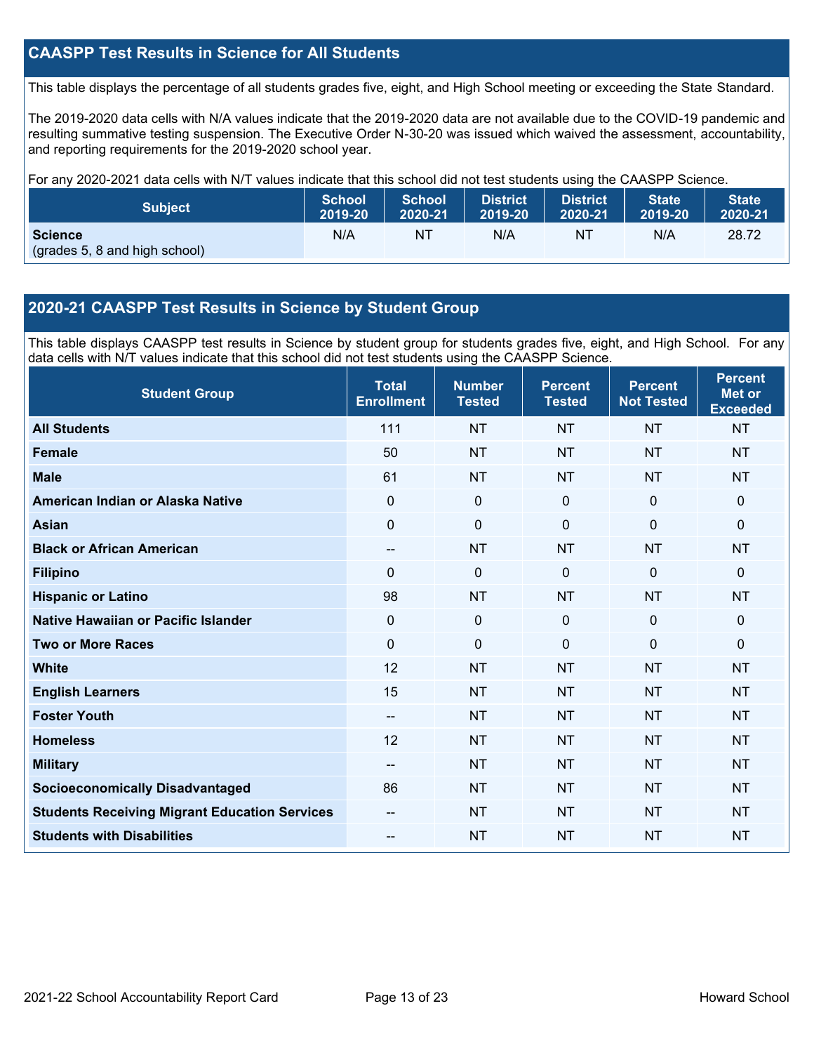## CAASPP Test Results in Science for All Students

This table displays the percentage of all students grades five, eight, and High School meeting or exceeding the State Standard.

The 2019-2020 data cells with N/A values indicate that the 2019-2020 data are not available due to the COVID-19 pandemic and resulting summative testing suspension. The Executive Order N-30-20 was issued which waived the assessment, accountability, and reporting requirements for the 2019-2020 school year.

For any 2020-2021 data cells with N/T values indicate that this school did not test students using the CAASPP Science.

| Subject | School 2019-20 | School 2020-21 | District 2019-20 | District 2020-21 | State 2019-20 | State 2020-21 |
|---|---|---|---|---|---|---|
| **Science** (grades 5, 8 and high school) | N/A | NT | N/A | NT | N/A | 28.72 |

## 2020-21 CAASPP Test Results in Science by Student Group

This table displays CAASPP test results in Science by student group for students grades five, eight, and High School. For any data cells with N/T values indicate that this school did not test students using the CAASPP Science.

| Student Group | Total Enrollment | Number Tested | Percent Tested | Percent Not Tested | Percent Met or Exceeded |
|---|---|---|---|---|---|
| **All Students** | 111 | NT | NT | NT | NT |
| **Female** | 50 | NT | NT | NT | NT |
| **Male** | 61 | NT | NT | NT | NT |
| **American Indian or Alaska Native** | 0 | 0 | 0 | 0 | 0 |
| **Asian** | 0 | 0 | 0 | 0 | 0 |
| **Black or African American** | -- | NT | NT | NT | NT |
| **Filipino** | 0 | 0 | 0 | 0 | 0 |
| **Hispanic or Latino** | 98 | NT | NT | NT | NT |
| **Native Hawaiian or Pacific Islander** | 0 | 0 | 0 | 0 | 0 |
| **Two or More Races** | 0 | 0 | 0 | 0 | 0 |
| **White** | 12 | NT | NT | NT | NT |
| **English Learners** | 15 | NT | NT | NT | NT |
| **Foster Youth** | -- | NT | NT | NT | NT |
| **Homeless** | 12 | NT | NT | NT | NT |
| **Military** | -- | NT | NT | NT | NT |
| **Socioeconomically Disadvantaged** | 86 | NT | NT | NT | NT |
| **Students Receiving Migrant Education Services** | -- | NT | NT | NT | NT |
| **Students with Disabilities** | -- | NT | NT | NT | NT |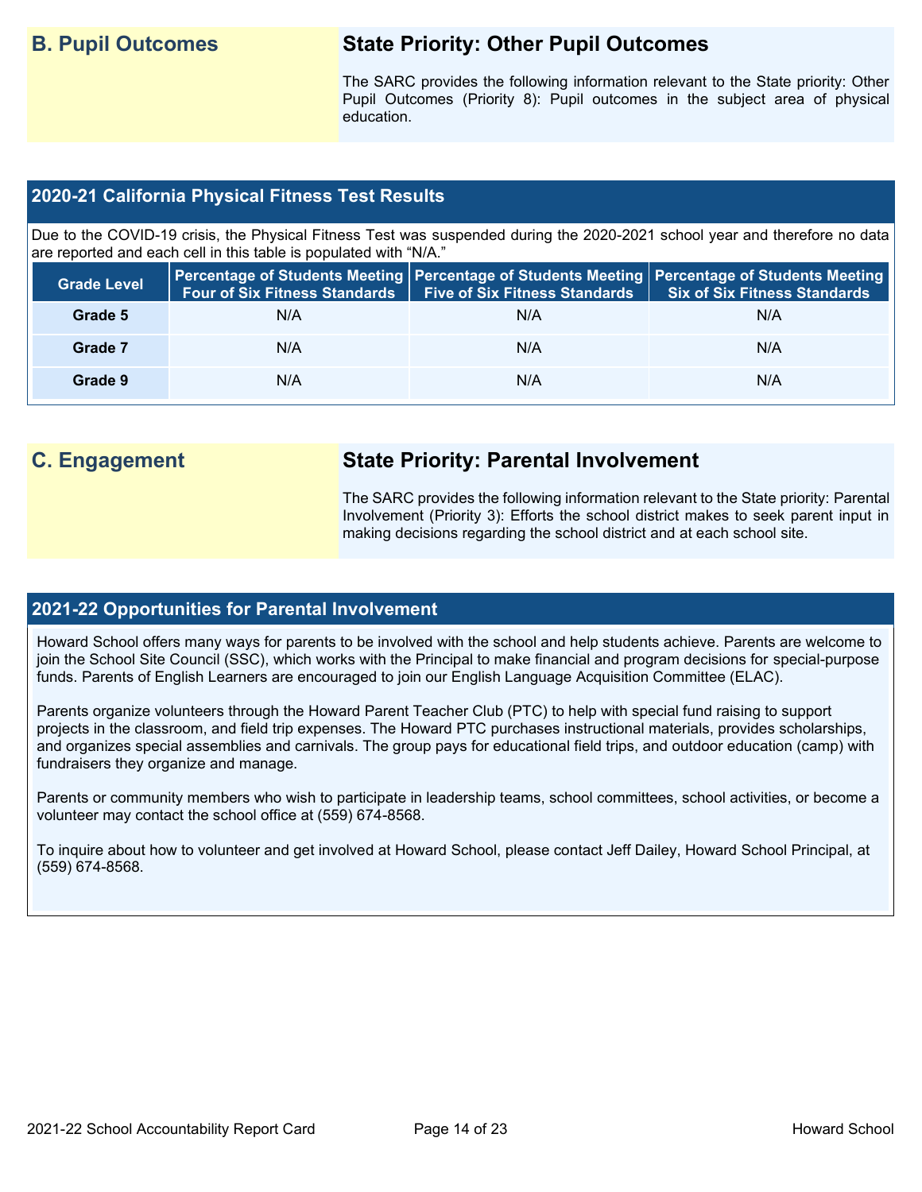## B. Pupil Outcomes

### State Priority: Other Pupil Outcomes

The SARC provides the following information relevant to the State priority: Other Pupil Outcomes (Priority 8): Pupil outcomes in the subject area of physical education.

### 2020-21 California Physical Fitness Test Results

Due to the COVID-19 crisis, the Physical Fitness Test was suspended during the 2020-2021 school year and therefore no data are reported and each cell in this table is populated with "N/A."

| Grade Level | Percentage of Students Meeting Four of Six Fitness Standards | Percentage of Students Meeting Five of Six Fitness Standards | Percentage of Students Meeting Six of Six Fitness Standards |
|---|---|---|---|
| Grade 5 | N/A | N/A | N/A |
| Grade 7 | N/A | N/A | N/A |
| Grade 9 | N/A | N/A | N/A |

## C. Engagement

### State Priority: Parental Involvement

The SARC provides the following information relevant to the State priority: Parental Involvement (Priority 3): Efforts the school district makes to seek parent input in making decisions regarding the school district and at each school site.

### 2021-22 Opportunities for Parental Involvement

Howard School offers many ways for parents to be involved with the school and help students achieve. Parents are welcome to join the School Site Council (SSC), which works with the Principal to make financial and program decisions for special-purpose funds. Parents of English Learners are encouraged to join our English Language Acquisition Committee (ELAC).

Parents organize volunteers through the Howard Parent Teacher Club (PTC) to help with special fund raising to support projects in the classroom, and field trip expenses. The Howard PTC purchases instructional materials, provides scholarships, and organizes special assemblies and carnivals. The group pays for educational field trips, and outdoor education (camp) with fundraisers they organize and manage.

Parents or community members who wish to participate in leadership teams, school committees, school activities, or become a volunteer may contact the school office at (559) 674-8568.

To inquire about how to volunteer and get involved at Howard School, please contact Jeff Dailey, Howard School Principal, at (559) 674-8568.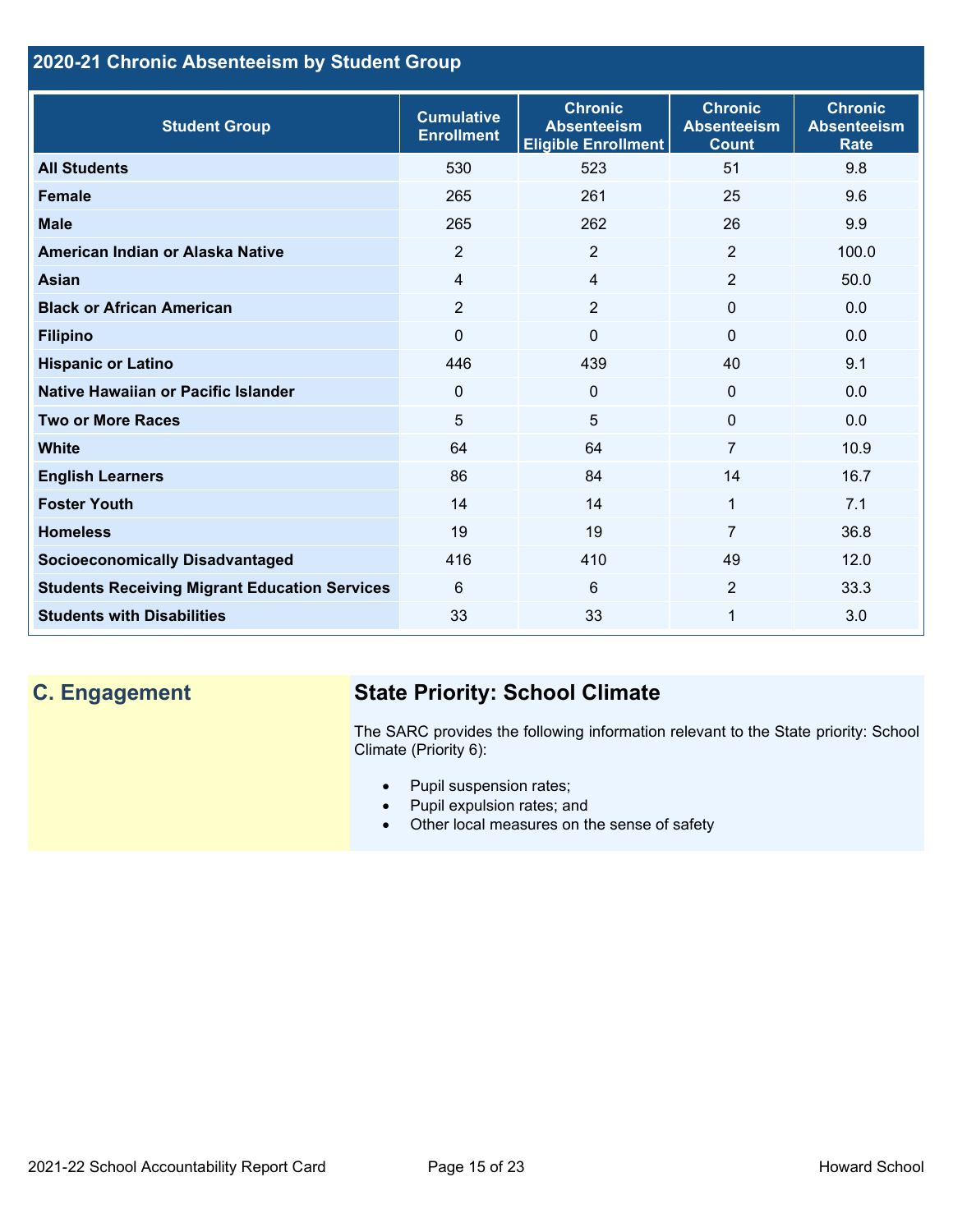## 2020-21 Chronic Absenteeism by Student Group

| Student Group | Cumulative Enrollment | Chronic Absenteeism Eligible Enrollment | Chronic Absenteeism Count | Chronic Absenteeism Rate |
|---|---|---|---|---|
| All Students | 530 | 523 | 51 | 9.8 |
| Female | 265 | 261 | 25 | 9.6 |
| Male | 265 | 262 | 26 | 9.9 |
| American Indian or Alaska Native | 2 | 2 | 2 | 100.0 |
| Asian | 4 | 4 | 2 | 50.0 |
| Black or African American | 2 | 2 | 0 | 0.0 |
| Filipino | 0 | 0 | 0 | 0.0 |
| Hispanic or Latino | 446 | 439 | 40 | 9.1 |
| Native Hawaiian or Pacific Islander | 0 | 0 | 0 | 0.0 |
| Two or More Races | 5 | 5 | 0 | 0.0 |
| White | 64 | 64 | 7 | 10.9 |
| English Learners | 86 | 84 | 14 | 16.7 |
| Foster Youth | 14 | 14 | 1 | 7.1 |
| Homeless | 19 | 19 | 7 | 36.8 |
| Socioeconomically Disadvantaged | 416 | 410 | 49 | 12.0 |
| Students Receiving Migrant Education Services | 6 | 6 | 2 | 33.3 |
| Students with Disabilities | 33 | 33 | 1 | 3.0 |

## C. Engagement

### State Priority: School Climate

The SARC provides the following information relevant to the State priority: School Climate (Priority 6):

- Pupil suspension rates;
- Pupil expulsion rates; and
- Other local measures on the sense of safety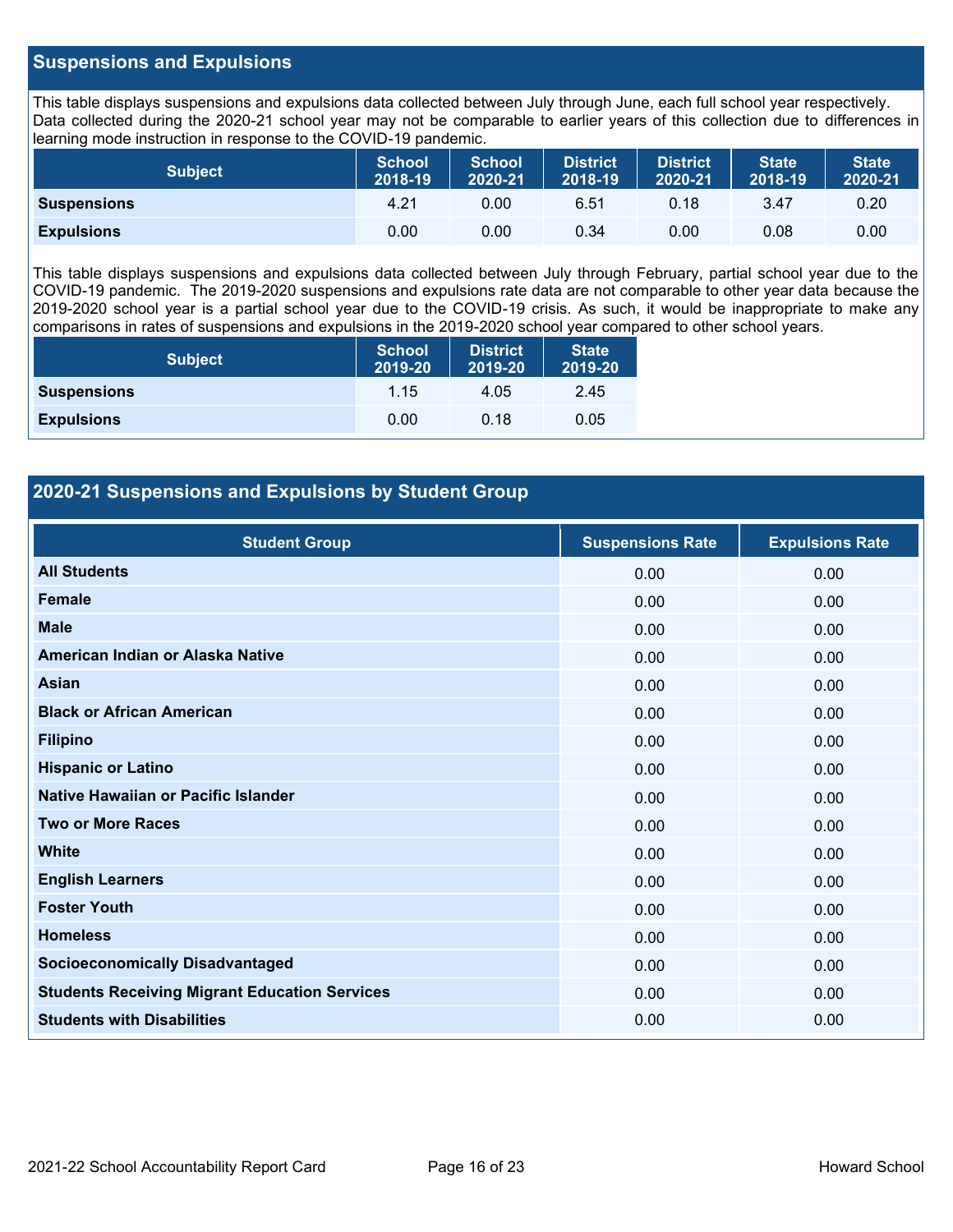## Suspensions and Expulsions

This table displays suspensions and expulsions data collected between July through June, each full school year respectively. Data collected during the 2020-21 school year may not be comparable to earlier years of this collection due to differences in learning mode instruction in response to the COVID-19 pandemic.

| Subject | School 2018-19 | School 2020-21 | District 2018-19 | District 2020-21 | State 2018-19 | State 2020-21 |
|---|---|---|---|---|---|---|
| **Suspensions** | 4.21 | 0.00 | 6.51 | 0.18 | 3.47 | 0.20 |
| **Expulsions** | 0.00 | 0.00 | 0.34 | 0.00 | 0.08 | 0.00 |

This table displays suspensions and expulsions data collected between July through February, partial school year due to the COVID-19 pandemic. The 2019-2020 suspensions and expulsions rate data are not comparable to other year data because the 2019-2020 school year is a partial school year due to the COVID-19 crisis. As such, it would be inappropriate to make any comparisons in rates of suspensions and expulsions in the 2019-2020 school year compared to other school years.

| Subject | School 2019-20 | District 2019-20 | State 2019-20 |
|---|---|---|---|
| **Suspensions** | 1.15 | 4.05 | 2.45 |
| **Expulsions** | 0.00 | 0.18 | 0.05 |

## 2020-21 Suspensions and Expulsions by Student Group

| Student Group | Suspensions Rate | Expulsions Rate |
|---|---|---|
| **All Students** | 0.00 | 0.00 |
| **Female** | 0.00 | 0.00 |
| **Male** | 0.00 | 0.00 |
| **American Indian or Alaska Native** | 0.00 | 0.00 |
| **Asian** | 0.00 | 0.00 |
| **Black or African American** | 0.00 | 0.00 |
| **Filipino** | 0.00 | 0.00 |
| **Hispanic or Latino** | 0.00 | 0.00 |
| **Native Hawaiian or Pacific Islander** | 0.00 | 0.00 |
| **Two or More Races** | 0.00 | 0.00 |
| **White** | 0.00 | 0.00 |
| **English Learners** | 0.00 | 0.00 |
| **Foster Youth** | 0.00 | 0.00 |
| **Homeless** | 0.00 | 0.00 |
| **Socioeconomically Disadvantaged** | 0.00 | 0.00 |
| **Students Receiving Migrant Education Services** | 0.00 | 0.00 |
| **Students with Disabilities** | 0.00 | 0.00 |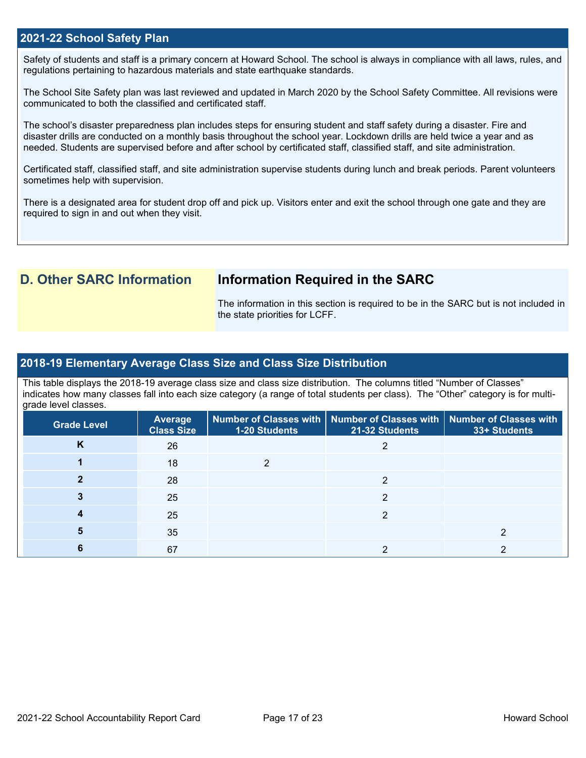## 2021-22 School Safety Plan

Safety of students and staff is a primary concern at Howard School. The school is always in compliance with all laws, rules, and regulations pertaining to hazardous materials and state earthquake standards.

The School Site Safety plan was last reviewed and updated in March 2020 by the School Safety Committee. All revisions were communicated to both the classified and certificated staff.

The school's disaster preparedness plan includes steps for ensuring student and staff safety during a disaster. Fire and disaster drills are conducted on a monthly basis throughout the school year. Lockdown drills are held twice a year and as needed. Students are supervised before and after school by certificated staff, classified staff, and site administration.

Certificated staff, classified staff, and site administration supervise students during lunch and break periods. Parent volunteers sometimes help with supervision.

There is a designated area for student drop off and pick up. Visitors enter and exit the school through one gate and they are required to sign in and out when they visit.

## D. Other SARC Information

### Information Required in the SARC

The information in this section is required to be in the SARC but is not included in the state priorities for LCFF.

## 2018-19 Elementary Average Class Size and Class Size Distribution

This table displays the 2018-19 average class size and class size distribution. The columns titled "Number of Classes" indicates how many classes fall into each size category (a range of total students per class). The "Other" category is for multi-grade level classes.

| Grade Level | Average Class Size | Number of Classes with 1-20 Students | Number of Classes with 21-32 Students | Number of Classes with 33+ Students |
|---|---|---|---|---|
| K | 26 | | 2 | |
| 1 | 18 | 2 | | |
| 2 | 28 | | 2 | |
| 3 | 25 | | 2 | |
| 4 | 25 | | 2 | |
| 5 | 35 | | | 2 |
| 6 | 67 | | 2 | 2 |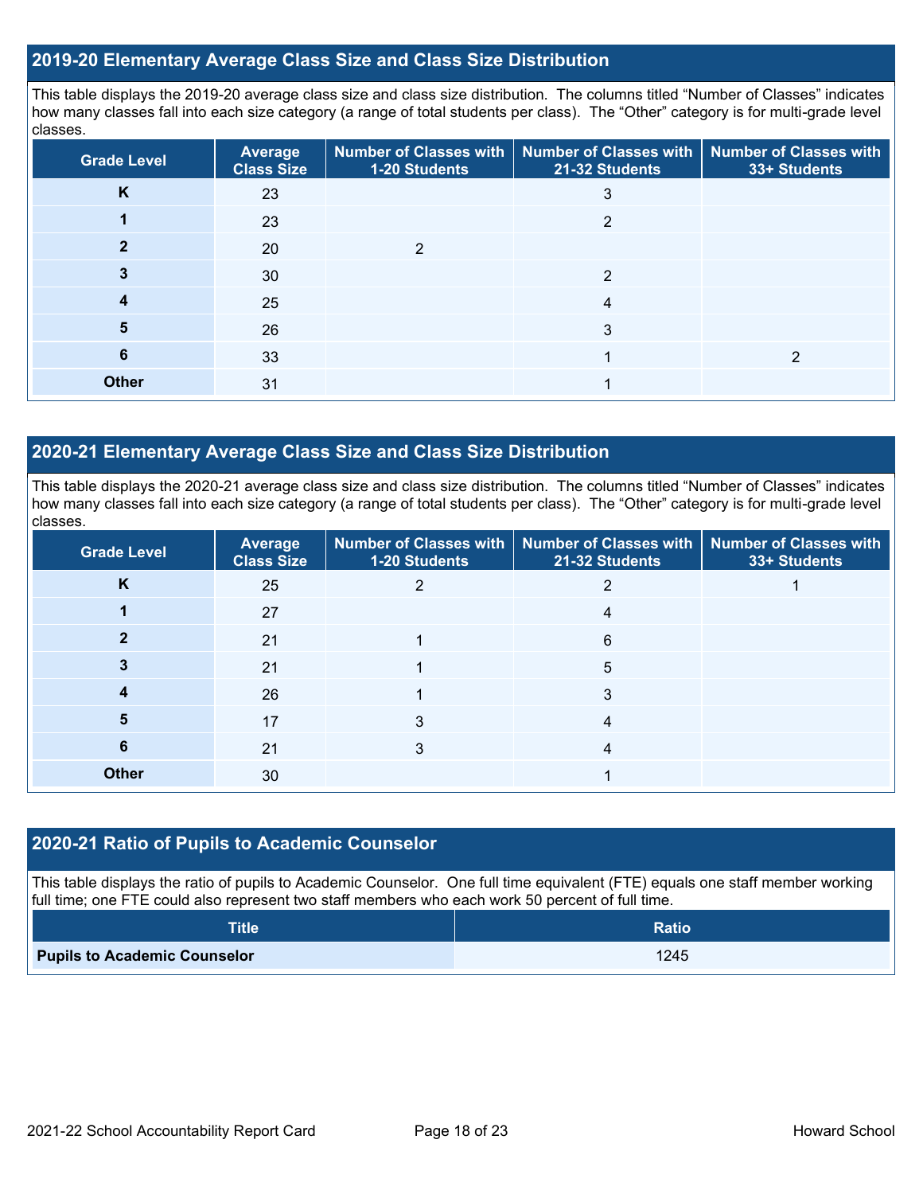## 2019-20 Elementary Average Class Size and Class Size Distribution

This table displays the 2019-20 average class size and class size distribution. The columns titled "Number of Classes" indicates how many classes fall into each size category (a range of total students per class). The "Other" category is for multi-grade level classes.

| Grade Level | Average Class Size | Number of Classes with 1-20 Students | Number of Classes with 21-32 Students | Number of Classes with 33+ Students |
|---|---|---|---|---|
| **K** | 23 | | 3 | |
| **1** | 23 | | 2 | |
| **2** | 20 | 2 | | |
| **3** | 30 | | 2 | |
| **4** | 25 | | 4 | |
| **5** | 26 | | 3 | |
| **6** | 33 | | 1 | 2 |
| **Other** | 31 | | 1 | |

## 2020-21 Elementary Average Class Size and Class Size Distribution

This table displays the 2020-21 average class size and class size distribution. The columns titled "Number of Classes" indicates how many classes fall into each size category (a range of total students per class). The "Other" category is for multi-grade level classes.

| Grade Level | Average Class Size | Number of Classes with 1-20 Students | Number of Classes with 21-32 Students | Number of Classes with 33+ Students |
|---|---|---|---|---|
| **K** | 25 | 2 | 2 | 1 |
| **1** | 27 | | 4 | |
| **2** | 21 | 1 | 6 | |
| **3** | 21 | 1 | 5 | |
| **4** | 26 | 1 | 3 | |
| **5** | 17 | 3 | 4 | |
| **6** | 21 | 3 | 4 | |
| **Other** | 30 | | 1 | |

## 2020-21 Ratio of Pupils to Academic Counselor

This table displays the ratio of pupils to Academic Counselor. One full time equivalent (FTE) equals one staff member working full time; one FTE could also represent two staff members who each work 50 percent of full time.

| Title | Ratio |
|---|---|
| **Pupils to Academic Counselor** | 1245 |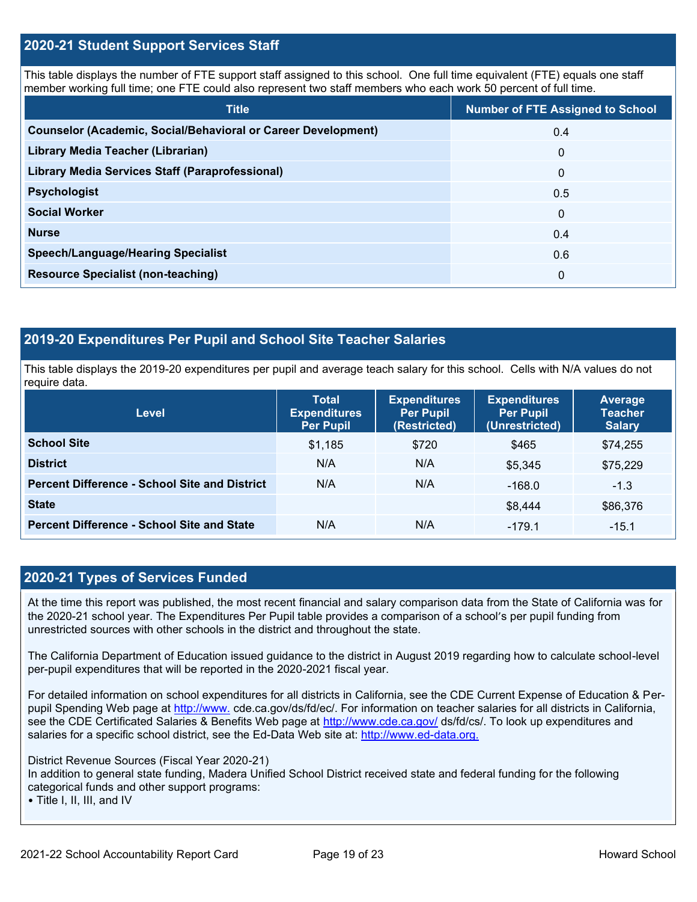## 2020-21 Student Support Services Staff

This table displays the number of FTE support staff assigned to this school. One full time equivalent (FTE) equals one staff member working full time; one FTE could also represent two staff members who each work 50 percent of full time.

| Title | Number of FTE Assigned to School |
|---|---|
| **Counselor (Academic, Social/Behavioral or Career Development)** | 0.4 |
| **Library Media Teacher (Librarian)** | 0 |
| **Library Media Services Staff (Paraprofessional)** | 0 |
| **Psychologist** | 0.5 |
| **Social Worker** | 0 |
| **Nurse** | 0.4 |
| **Speech/Language/Hearing Specialist** | 0.6 |
| **Resource Specialist (non-teaching)** | 0 |

## 2019-20 Expenditures Per Pupil and School Site Teacher Salaries

This table displays the 2019-20 expenditures per pupil and average teach salary for this school. Cells with N/A values do not require data.

| Level | Total Expenditures Per Pupil | Expenditures Per Pupil (Restricted) | Expenditures Per Pupil (Unrestricted) | Average Teacher Salary |
|---|---|---|---|---|
| **School Site** | $1,185 | $720 | $465 | $74,255 |
| **District** | N/A | N/A | $5,345 | $75,229 |
| **Percent Difference - School Site and District** | N/A | N/A | -168.0 | -1.3 |
| **State** | | | $8,444 | $86,376 |
| **Percent Difference - School Site and State** | N/A | N/A | -179.1 | -15.1 |

## 2020-21 Types of Services Funded

At the time this report was published, the most recent financial and salary comparison data from the State of California was for the 2020-21 school year. The Expenditures Per Pupil table provides a comparison of a school's per pupil funding from unrestricted sources with other schools in the district and throughout the state.

The California Department of Education issued guidance to the district in August 2019 regarding how to calculate school-level per-pupil expenditures that will be reported in the 2020-2021 fiscal year.

For detailed information on school expenditures for all districts in California, see the CDE Current Expense of Education & Per-pupil Spending Web page at http://www. cde.ca.gov/ds/fd/ec/. For information on teacher salaries for all districts in California, see the CDE Certificated Salaries & Benefits Web page at http://www.cde.ca.gov/ ds/fd/cs/. To look up expenditures and salaries for a specific school district, see the Ed-Data Web site at: http://www.ed-data.org.

District Revenue Sources (Fiscal Year 2020-21)
In addition to general state funding, Madera Unified School District received state and federal funding for the following categorical funds and other support programs:
• Title I, II, III, and IV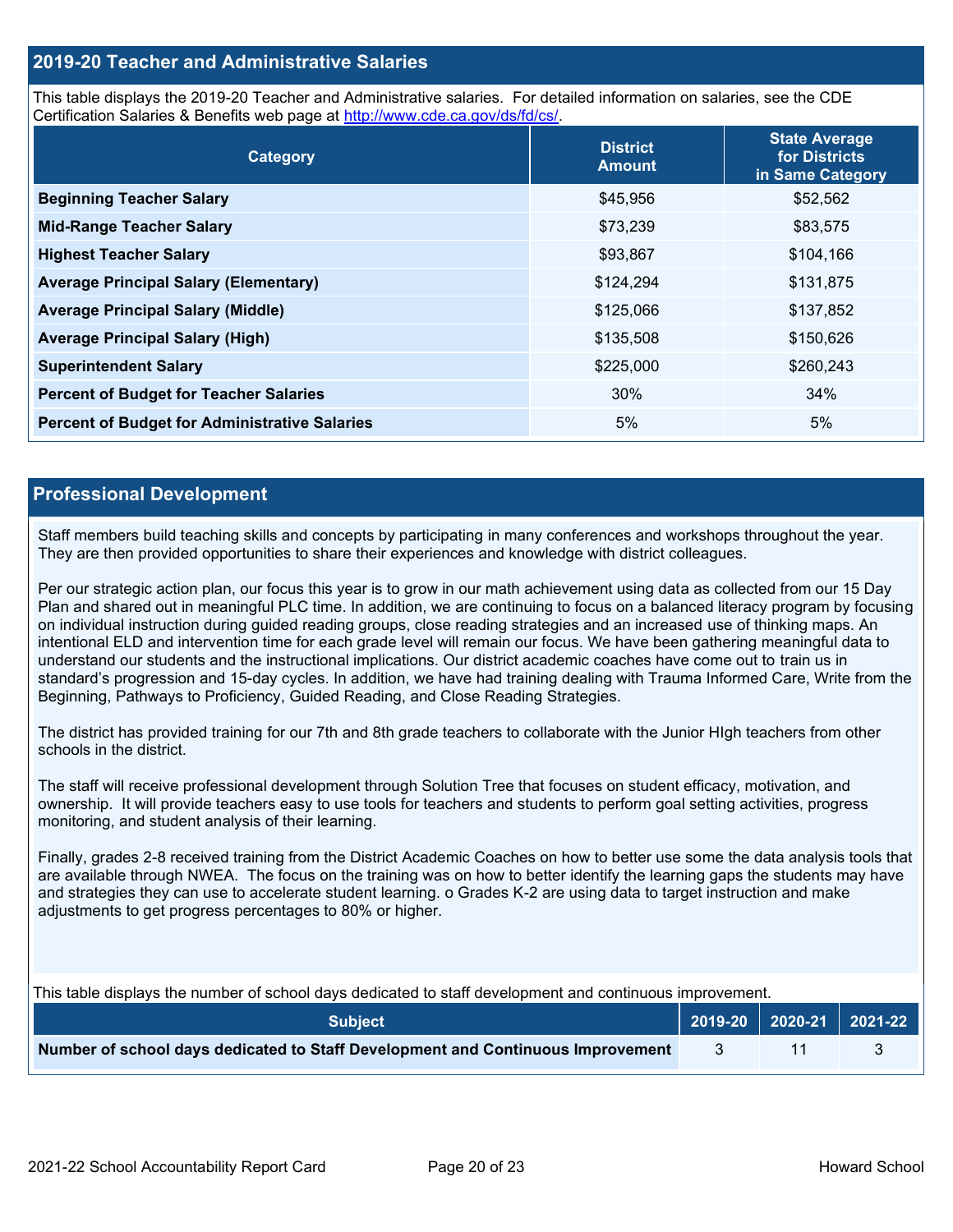## 2019-20 Teacher and Administrative Salaries

This table displays the 2019-20 Teacher and Administrative salaries. For detailed information on salaries, see the CDE Certification Salaries & Benefits web page at http://www.cde.ca.gov/ds/fd/cs/.

| Category | District Amount | State Average for Districts in Same Category |
|---|---|---|
| **Beginning Teacher Salary** | $45,956 | $52,562 |
| **Mid-Range Teacher Salary** | $73,239 | $83,575 |
| **Highest Teacher Salary** | $93,867 | $104,166 |
| **Average Principal Salary (Elementary)** | $124,294 | $131,875 |
| **Average Principal Salary (Middle)** | $125,066 | $137,852 |
| **Average Principal Salary (High)** | $135,508 | $150,626 |
| **Superintendent Salary** | $225,000 | $260,243 |
| **Percent of Budget for Teacher Salaries** | 30% | 34% |
| **Percent of Budget for Administrative Salaries** | 5% | 5% |

## Professional Development

Staff members build teaching skills and concepts by participating in many conferences and workshops throughout the year. They are then provided opportunities to share their experiences and knowledge with district colleagues.

Per our strategic action plan, our focus this year is to grow in our math achievement using data as collected from our 15 Day Plan and shared out in meaningful PLC time. In addition, we are continuing to focus on a balanced literacy program by focusing on individual instruction during guided reading groups, close reading strategies and an increased use of thinking maps. An intentional ELD and intervention time for each grade level will remain our focus. We have been gathering meaningful data to understand our students and the instructional implications. Our district academic coaches have come out to train us in standard's progression and 15-day cycles. In addition, we have had training dealing with Trauma Informed Care, Write from the Beginning, Pathways to Proficiency, Guided Reading, and Close Reading Strategies.

The district has provided training for our 7th and 8th grade teachers to collaborate with the Junior HIgh teachers from other schools in the district.

The staff will receive professional development through Solution Tree that focuses on student efficacy, motivation, and ownership. It will provide teachers easy to use tools for teachers and students to perform goal setting activities, progress monitoring, and student analysis of their learning.

Finally, grades 2-8 received training from the District Academic Coaches on how to better use some the data analysis tools that are available through NWEA. The focus on the training was on how to better identify the learning gaps the students may have and strategies they can use to accelerate student learning. o Grades K-2 are using data to target instruction and make adjustments to get progress percentages to 80% or higher.

This table displays the number of school days dedicated to staff development and continuous improvement.

| Subject | 2019-20 | 2020-21 | 2021-22 |
|---|---|---|---|
| **Number of school days dedicated to Staff Development and Continuous Improvement** | 3 | 11 | 3 |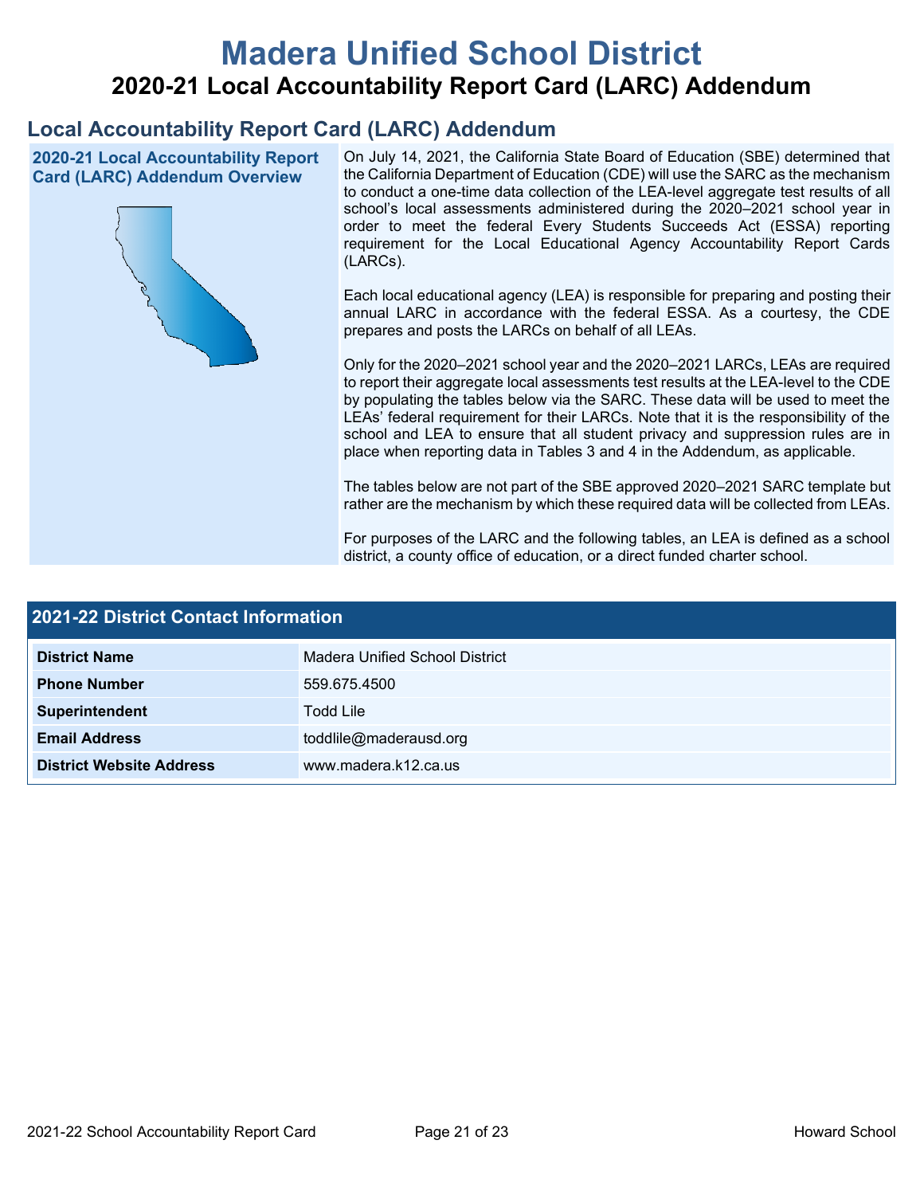# Madera Unified School District

## 2020-21 Local Accountability Report Card (LARC) Addendum

## Local Accountability Report Card (LARC) Addendum

### 2020-21 Local Accountability Report Card (LARC) Addendum Overview

On July 14, 2021, the California State Board of Education (SBE) determined that the California Department of Education (CDE) will use the SARC as the mechanism to conduct a one-time data collection of the LEA-level aggregate test results of all school's local assessments administered during the 2020–2021 school year in order to meet the federal Every Students Succeeds Act (ESSA) reporting requirement for the Local Educational Agency Accountability Report Cards (LARCs).

Each local educational agency (LEA) is responsible for preparing and posting their annual LARC in accordance with the federal ESSA. As a courtesy, the CDE prepares and posts the LARCs on behalf of all LEAs.

Only for the 2020–2021 school year and the 2020–2021 LARCs, LEAs are required to report their aggregate local assessments test results at the LEA-level to the CDE by populating the tables below via the SARC. These data will be used to meet the LEAs' federal requirement for their LARCs. Note that it is the responsibility of the school and LEA to ensure that all student privacy and suppression rules are in place when reporting data in Tables 3 and 4 in the Addendum, as applicable.

The tables below are not part of the SBE approved 2020–2021 SARC template but rather are the mechanism by which these required data will be collected from LEAs.

For purposes of the LARC and the following tables, an LEA is defined as a school district, a county office of education, or a direct funded charter school.

### 2021-22 District Contact Information

| 2021-22 District Contact Information | |
|---|---|
| **District Name** | Madera Unified School District |
| **Phone Number** | 559.675.4500 |
| **Superintendent** | Todd Lile |
| **Email Address** | toddlile@maderausd.org |
| **District Website Address** | www.madera.k12.ca.us |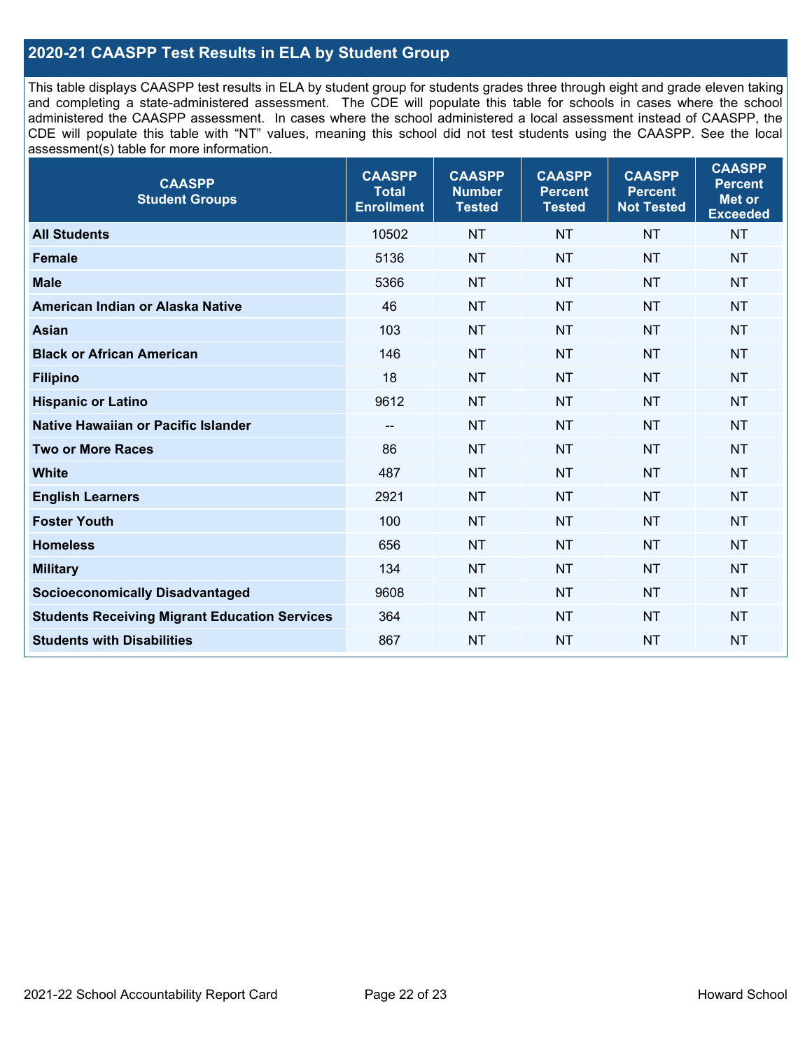## 2020-21 CAASPP Test Results in ELA by Student Group

This table displays CAASPP test results in ELA by student group for students grades three through eight and grade eleven taking and completing a state-administered assessment. The CDE will populate this table for schools in cases where the school administered the CAASPP assessment. In cases where the school administered a local assessment instead of CAASPP, the CDE will populate this table with "NT" values, meaning this school did not test students using the CAASPP. See the local assessment(s) table for more information.

| CAASPP Student Groups | CAASPP Total Enrollment | CAASPP Number Tested | CAASPP Percent Tested | CAASPP Percent Not Tested | CAASPP Percent Met or Exceeded |
|---|---|---|---|---|---|
| **All Students** | 10502 | NT | NT | NT | NT |
| **Female** | 5136 | NT | NT | NT | NT |
| **Male** | 5366 | NT | NT | NT | NT |
| **American Indian or Alaska Native** | 46 | NT | NT | NT | NT |
| **Asian** | 103 | NT | NT | NT | NT |
| **Black or African American** | 146 | NT | NT | NT | NT |
| **Filipino** | 18 | NT | NT | NT | NT |
| **Hispanic or Latino** | 9612 | NT | NT | NT | NT |
| **Native Hawaiian or Pacific Islander** | -- | NT | NT | NT | NT |
| **Two or More Races** | 86 | NT | NT | NT | NT |
| **White** | 487 | NT | NT | NT | NT |
| **English Learners** | 2921 | NT | NT | NT | NT |
| **Foster Youth** | 100 | NT | NT | NT | NT |
| **Homeless** | 656 | NT | NT | NT | NT |
| **Military** | 134 | NT | NT | NT | NT |
| **Socioeconomically Disadvantaged** | 9608 | NT | NT | NT | NT |
| **Students Receiving Migrant Education Services** | 364 | NT | NT | NT | NT |
| **Students with Disabilities** | 867 | NT | NT | NT | NT |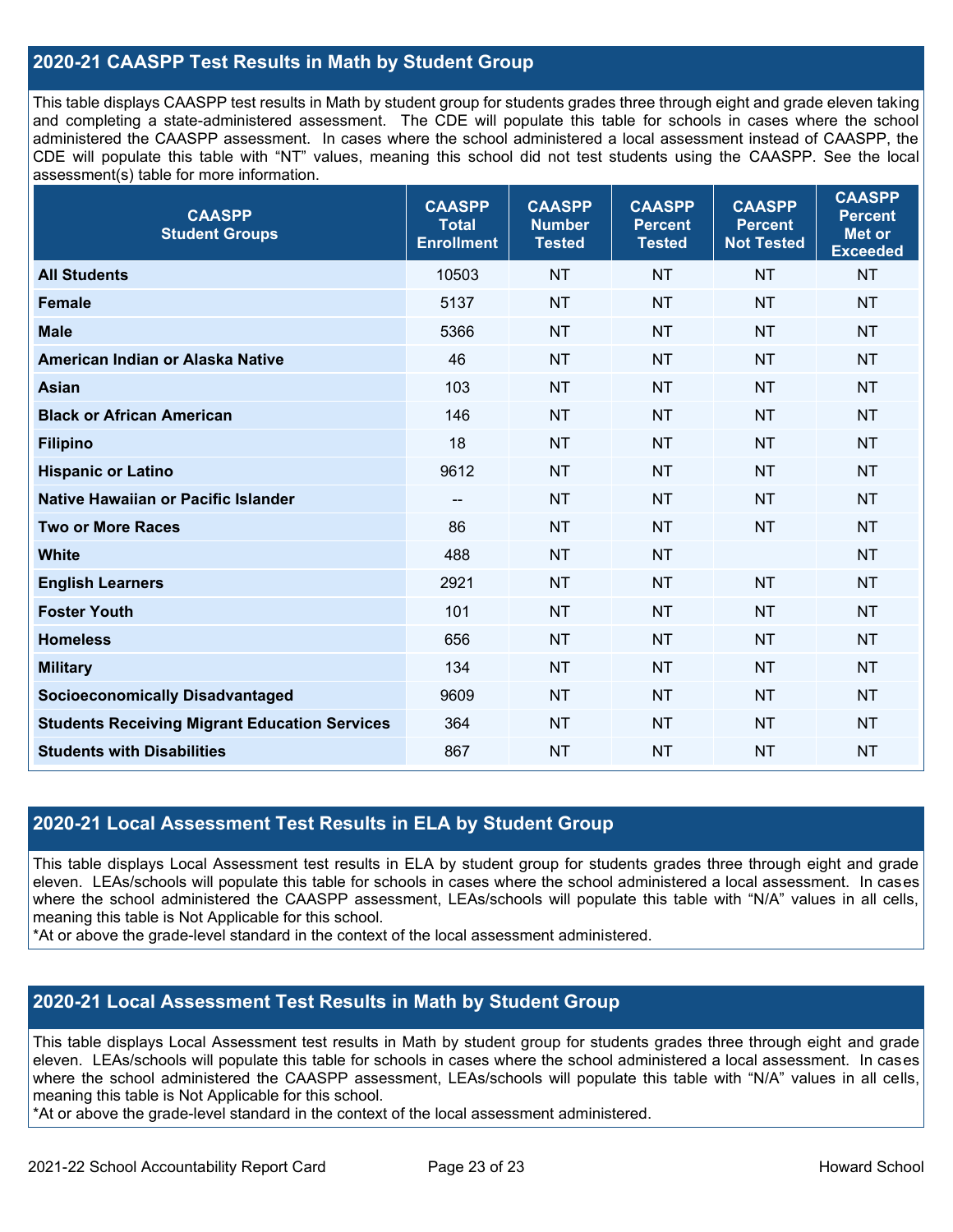## 2020-21 CAASPP Test Results in Math by Student Group

This table displays CAASPP test results in Math by student group for students grades three through eight and grade eleven taking and completing a state-administered assessment. The CDE will populate this table for schools in cases where the school administered the CAASPP assessment. In cases where the school administered a local assessment instead of CAASPP, the CDE will populate this table with "NT" values, meaning this school did not test students using the CAASPP. See the local assessment(s) table for more information.

| CAASPP Student Groups | CAASPP Total Enrollment | CAASPP Number Tested | CAASPP Percent Tested | CAASPP Percent Not Tested | CAASPP Percent Met or Exceeded |
|---|---|---|---|---|---|
| **All Students** | 10503 | NT | NT | NT | NT |
| **Female** | 5137 | NT | NT | NT | NT |
| **Male** | 5366 | NT | NT | NT | NT |
| **American Indian or Alaska Native** | 46 | NT | NT | NT | NT |
| **Asian** | 103 | NT | NT | NT | NT |
| **Black or African American** | 146 | NT | NT | NT | NT |
| **Filipino** | 18 | NT | NT | NT | NT |
| **Hispanic or Latino** | 9612 | NT | NT | NT | NT |
| **Native Hawaiian or Pacific Islander** | -- | NT | NT | NT | NT |
| **Two or More Races** | 86 | NT | NT | NT | NT |
| **White** | 488 | NT | NT | | NT |
| **English Learners** | 2921 | NT | NT | NT | NT |
| **Foster Youth** | 101 | NT | NT | NT | NT |
| **Homeless** | 656 | NT | NT | NT | NT |
| **Military** | 134 | NT | NT | NT | NT |
| **Socioeconomically Disadvantaged** | 9609 | NT | NT | NT | NT |
| **Students Receiving Migrant Education Services** | 364 | NT | NT | NT | NT |
| **Students with Disabilities** | 867 | NT | NT | NT | NT |

## 2020-21 Local Assessment Test Results in ELA by Student Group

This table displays Local Assessment test results in ELA by student group for students grades three through eight and grade eleven. LEAs/schools will populate this table for schools in cases where the school administered a local assessment. In cases where the school administered the CAASPP assessment, LEAs/schools will populate this table with "N/A" values in all cells, meaning this table is Not Applicable for this school.
*At or above the grade-level standard in the context of the local assessment administered.

## 2020-21 Local Assessment Test Results in Math by Student Group

This table displays Local Assessment test results in Math by student group for students grades three through eight and grade eleven. LEAs/schools will populate this table for schools in cases where the school administered a local assessment. In cases where the school administered the CAASPP assessment, LEAs/schools will populate this table with "N/A" values in all cells, meaning this table is Not Applicable for this school.
*At or above the grade-level standard in the context of the local assessment administered.